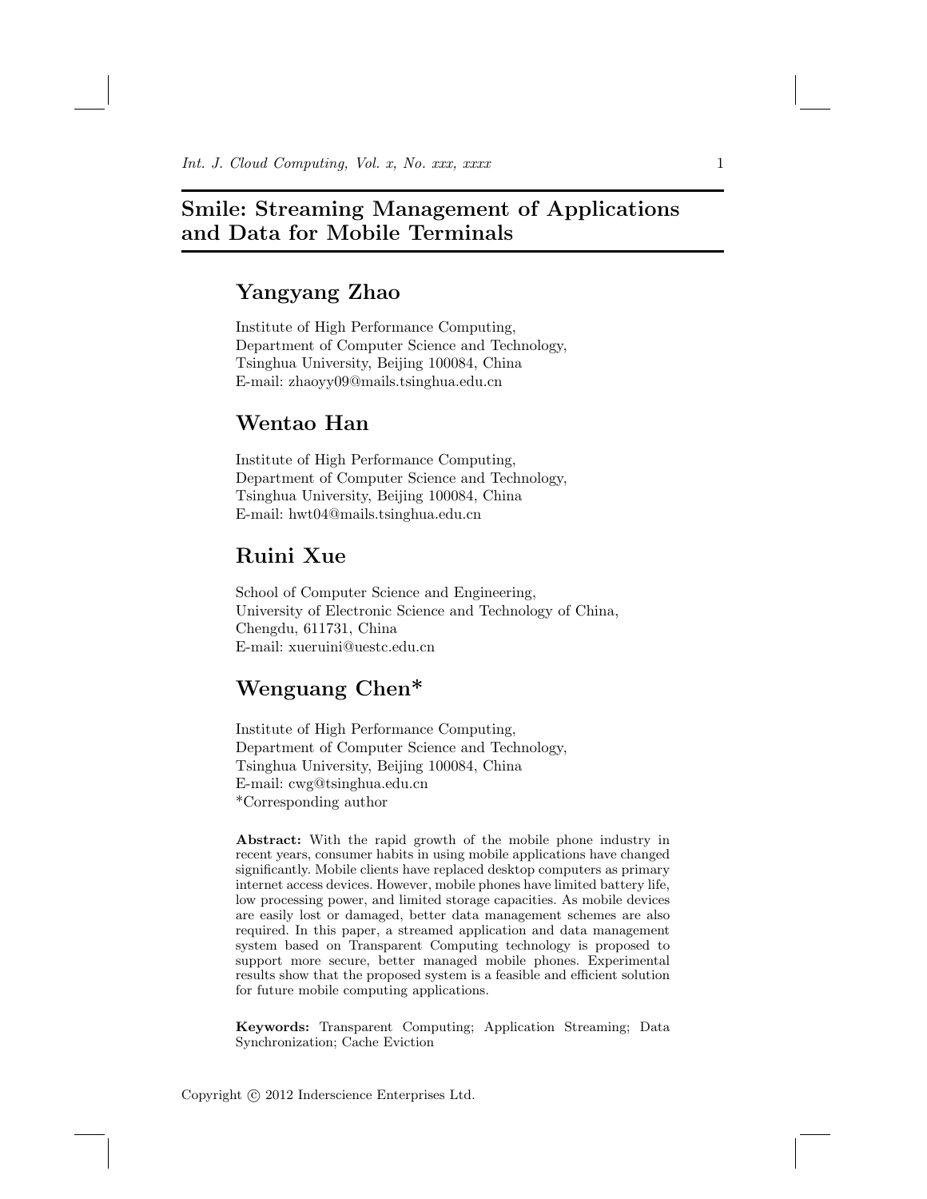# Smile: Streaming Management of Applications and Data for Mobile Terminals

## Yangyang Zhao

Institute of High Performance Computing,
Department of Computer Science and Technology,
Tsinghua University, Beijing 100084, China
E-mail: zhaoyy09@mails.tsinghua.edu.cn

## Wentao Han

Institute of High Performance Computing,
Department of Computer Science and Technology,
Tsinghua University, Beijing 100084, China
E-mail: hwt04@mails.tsinghua.edu.cn

## Ruini Xue

School of Computer Science and Engineering,
University of Electronic Science and Technology of China,
Chengdu, 611731, China
E-mail: xueruini@uestc.edu.cn

## Wenguang Chen*

Institute of High Performance Computing,
Department of Computer Science and Technology,
Tsinghua University, Beijing 100084, China
E-mail: cwg@tsinghua.edu.cn
*Corresponding author

**Abstract:** With the rapid growth of the mobile phone industry in recent years, consumer habits in using mobile applications have changed significantly. Mobile clients have replaced desktop computers as primary internet access devices. However, mobile phones have limited battery life, low processing power, and limited storage capacities. As mobile devices are easily lost or damaged, better data management schemes are also required. In this paper, a streamed application and data management system based on Transparent Computing technology is proposed to support more secure, better managed mobile phones. Experimental results show that the proposed system is a feasible and efficient solution for future mobile computing applications.

**Keywords:** Transparent Computing; Application Streaming; Data Synchronization; Cache Eviction

Copyright © 2012 Inderscience Enterprises Ltd.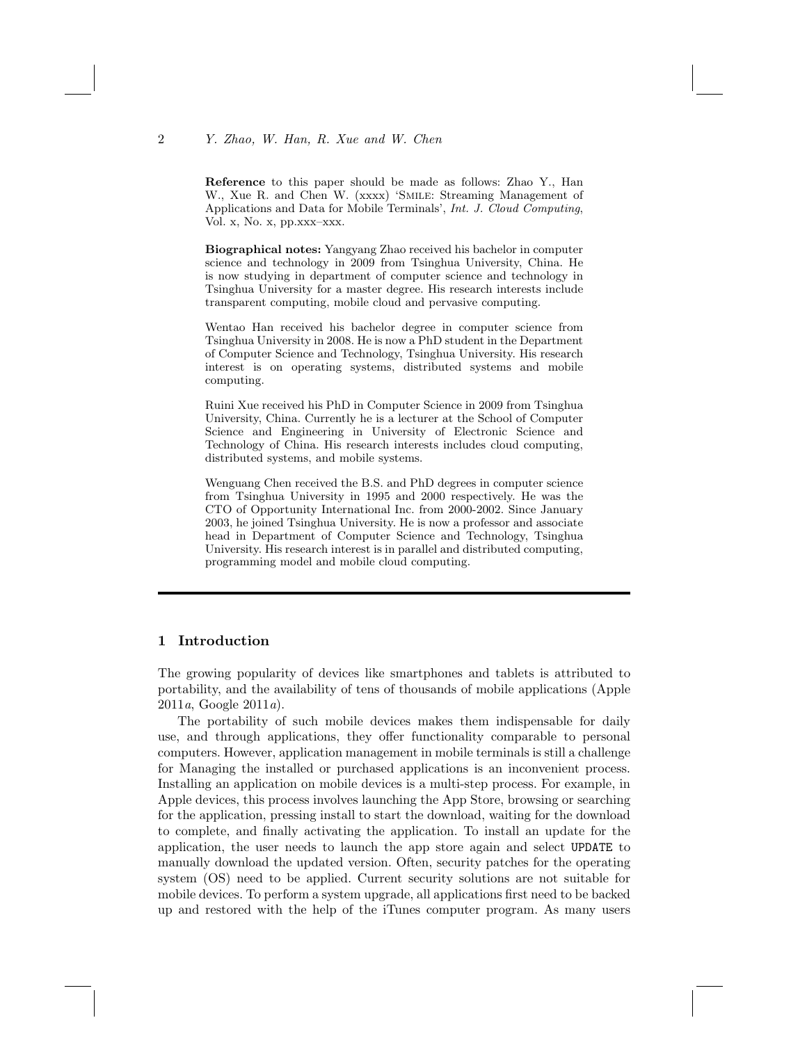**Reference** to this paper should be made as follows: Zhao Y., Han W., Xue R. and Chen W. (xxxx) 'Smile: Streaming Management of Applications and Data for Mobile Terminals', *Int. J. Cloud Computing*, Vol. x, No. x, pp.xxx–xxx.

**Biographical notes:** Yangyang Zhao received his bachelor in computer science and technology in 2009 from Tsinghua University, China. He is now studying in department of computer science and technology in Tsinghua University for a master degree. His research interests include transparent computing, mobile cloud and pervasive computing.

Wentao Han received his bachelor degree in computer science from Tsinghua University in 2008. He is now a PhD student in the Department of Computer Science and Technology, Tsinghua University. His research interest is on operating systems, distributed systems and mobile computing.

Ruini Xue received his PhD in Computer Science in 2009 from Tsinghua University, China. Currently he is a lecturer at the School of Computer Science and Engineering in University of Electronic Science and Technology of China. His research interests includes cloud computing, distributed systems, and mobile systems.

Wenguang Chen received the B.S. and PhD degrees in computer science from Tsinghua University in 1995 and 2000 respectively. He was the CTO of Opportunity International Inc. from 2000-2002. Since January 2003, he joined Tsinghua University. He is now a professor and associate head in Department of Computer Science and Technology, Tsinghua University. His research interest is in parallel and distributed computing, programming model and mobile cloud computing.

## 1 Introduction

The growing popularity of devices like smartphones and tablets is attributed to portability, and the availability of tens of thousands of mobile applications (Apple 2011*a*, Google 2011*a*).

The portability of such mobile devices makes them indispensable for daily use, and through applications, they offer functionality comparable to personal computers. However, application management in mobile terminals is still a challenge for Managing the installed or purchased applications is an inconvenient process. Installing an application on mobile devices is a multi-step process. For example, in Apple devices, this process involves launching the App Store, browsing or searching for the application, pressing install to start the download, waiting for the download to complete, and finally activating the application. To install an update for the application, the user needs to launch the app store again and select `UPDATE` to manually download the updated version. Often, security patches for the operating system (OS) need to be applied. Current security solutions are not suitable for mobile devices. To perform a system upgrade, all applications first need to be backed up and restored with the help of the iTunes computer program. As many users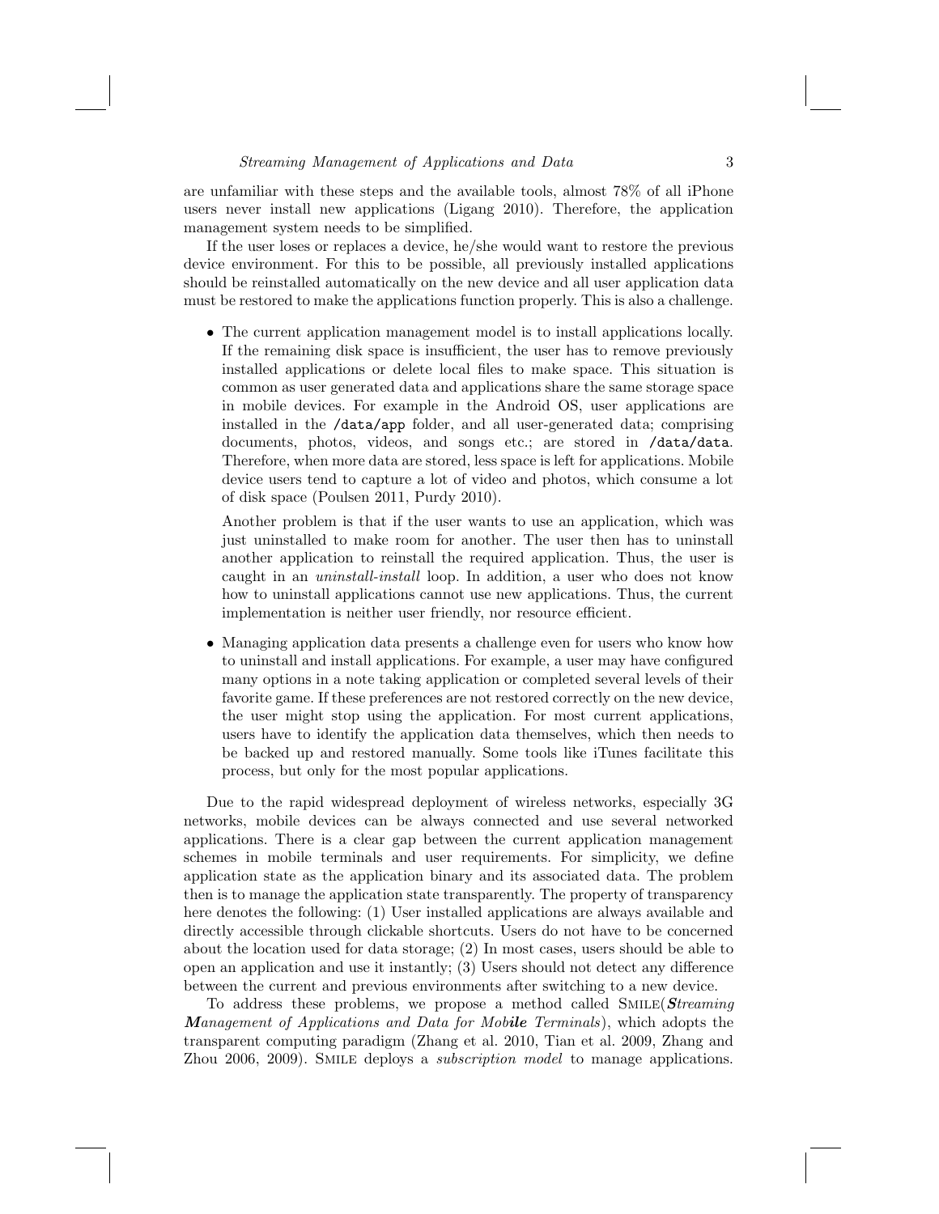are unfamiliar with these steps and the available tools, almost 78% of all iPhone users never install new applications (Ligang 2010). Therefore, the application management system needs to be simplified.

If the user loses or replaces a device, he/she would want to restore the previous device environment. For this to be possible, all previously installed applications should be reinstalled automatically on the new device and all user application data must be restored to make the applications function properly. This is also a challenge.

- The current application management model is to install applications locally. If the remaining disk space is insufficient, the user has to remove previously installed applications or delete local files to make space. This situation is common as user generated data and applications share the same storage space in mobile devices. For example in the Android OS, user applications are installed in the `/data/app` folder, and all user-generated data; comprising documents, photos, videos, and songs etc.; are stored in `/data/data`. Therefore, when more data are stored, less space is left for applications. Mobile device users tend to capture a lot of video and photos, which consume a lot of disk space (Poulsen 2011, Purdy 2010).

  Another problem is that if the user wants to use an application, which was just uninstalled to make room for another. The user then has to uninstall another application to reinstall the required application. Thus, the user is caught in an *uninstall-install* loop. In addition, a user who does not know how to uninstall applications cannot use new applications. Thus, the current implementation is neither user friendly, nor resource efficient.

- Managing application data presents a challenge even for users who know how to uninstall and install applications. For example, a user may have configured many options in a note taking application or completed several levels of their favorite game. If these preferences are not restored correctly on the new device, the user might stop using the application. For most current applications, users have to identify the application data themselves, which then needs to be backed up and restored manually. Some tools like iTunes facilitate this process, but only for the most popular applications.

Due to the rapid widespread deployment of wireless networks, especially 3G networks, mobile devices can be always connected and use several networked applications. There is a clear gap between the current application management schemes in mobile terminals and user requirements. For simplicity, we define application state as the application binary and its associated data. The problem then is to manage the application state transparently. The property of transparency here denotes the following: (1) User installed applications are always available and directly accessible through clickable shortcuts. Users do not have to be concerned about the location used for data storage; (2) In most cases, users should be able to open an application and use it instantly; (3) Users should not detect any difference between the current and previous environments after switching to a new device.

To address these problems, we propose a method called SMILE(***S**treaming **M**anagement of Applications and Data for Mob**ile** Terminals*), which adopts the transparent computing paradigm (Zhang et al. 2010, Tian et al. 2009, Zhang and Zhou 2006, 2009). SMILE deploys a *subscription model* to manage applications.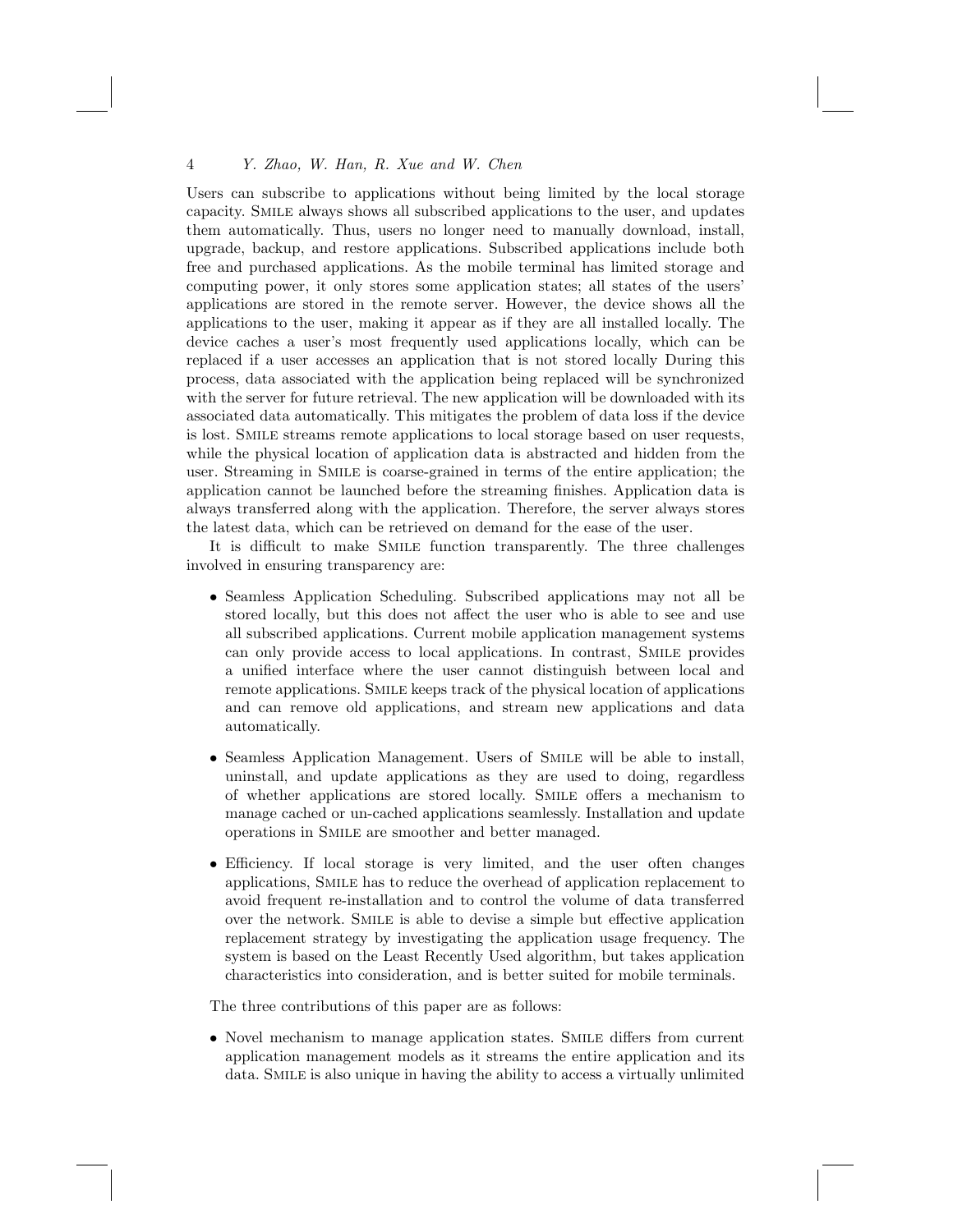Users can subscribe to applications without being limited by the local storage capacity. Smile always shows all subscribed applications to the user, and updates them automatically. Thus, users no longer need to manually download, install, upgrade, backup, and restore applications. Subscribed applications include both free and purchased applications. As the mobile terminal has limited storage and computing power, it only stores some application states; all states of the users' applications are stored in the remote server. However, the device shows all the applications to the user, making it appear as if they are all installed locally. The device caches a user's most frequently used applications locally, which can be replaced if a user accesses an application that is not stored locally During this process, data associated with the application being replaced will be synchronized with the server for future retrieval. The new application will be downloaded with its associated data automatically. This mitigates the problem of data loss if the device is lost. Smile streams remote applications to local storage based on user requests, while the physical location of application data is abstracted and hidden from the user. Streaming in Smile is coarse-grained in terms of the entire application; the application cannot be launched before the streaming finishes. Application data is always transferred along with the application. Therefore, the server always stores the latest data, which can be retrieved on demand for the ease of the user.

It is difficult to make Smile function transparently. The three challenges involved in ensuring transparency are:

- Seamless Application Scheduling. Subscribed applications may not all be stored locally, but this does not affect the user who is able to see and use all subscribed applications. Current mobile application management systems can only provide access to local applications. In contrast, Smile provides a unified interface where the user cannot distinguish between local and remote applications. Smile keeps track of the physical location of applications and can remove old applications, and stream new applications and data automatically.
- Seamless Application Management. Users of Smile will be able to install, uninstall, and update applications as they are used to doing, regardless of whether applications are stored locally. Smile offers a mechanism to manage cached or un-cached applications seamlessly. Installation and update operations in Smile are smoother and better managed.
- Efficiency. If local storage is very limited, and the user often changes applications, Smile has to reduce the overhead of application replacement to avoid frequent re-installation and to control the volume of data transferred over the network. Smile is able to devise a simple but effective application replacement strategy by investigating the application usage frequency. The system is based on the Least Recently Used algorithm, but takes application characteristics into consideration, and is better suited for mobile terminals.

The three contributions of this paper are as follows:

- Novel mechanism to manage application states. Smile differs from current application management models as it streams the entire application and its data. Smile is also unique in having the ability to access a virtually unlimited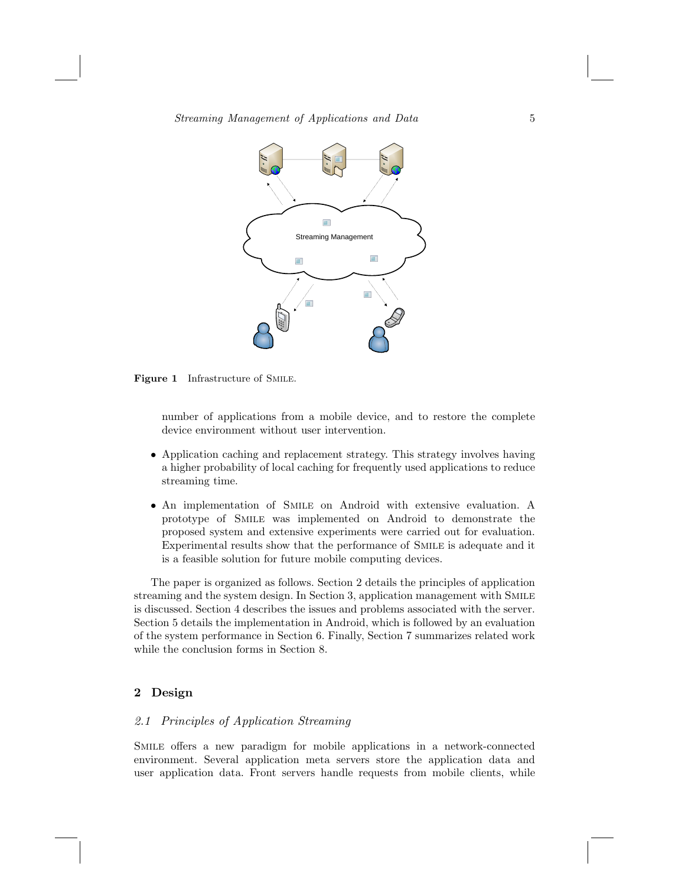**Figure 1** Infrastructure of SMILE.

number of applications from a mobile device, and to restore the complete device environment without user intervention.

- Application caching and replacement strategy. This strategy involves having a higher probability of local caching for frequently used applications to reduce streaming time.
- An implementation of SMILE on Android with extensive evaluation. A prototype of SMILE was implemented on Android to demonstrate the proposed system and extensive experiments were carried out for evaluation. Experimental results show that the performance of SMILE is adequate and it is a feasible solution for future mobile computing devices.

The paper is organized as follows. Section 2 details the principles of application streaming and the system design. In Section 3, application management with SMILE is discussed. Section 4 describes the issues and problems associated with the server. Section 5 details the implementation in Android, which is followed by an evaluation of the system performance in Section 6. Finally, Section 7 summarizes related work while the conclusion forms in Section 8.

## 2 Design

### *2.1 Principles of Application Streaming*

SMILE offers a new paradigm for mobile applications in a network-connected environment. Several application meta servers store the application data and user application data. Front servers handle requests from mobile clients, while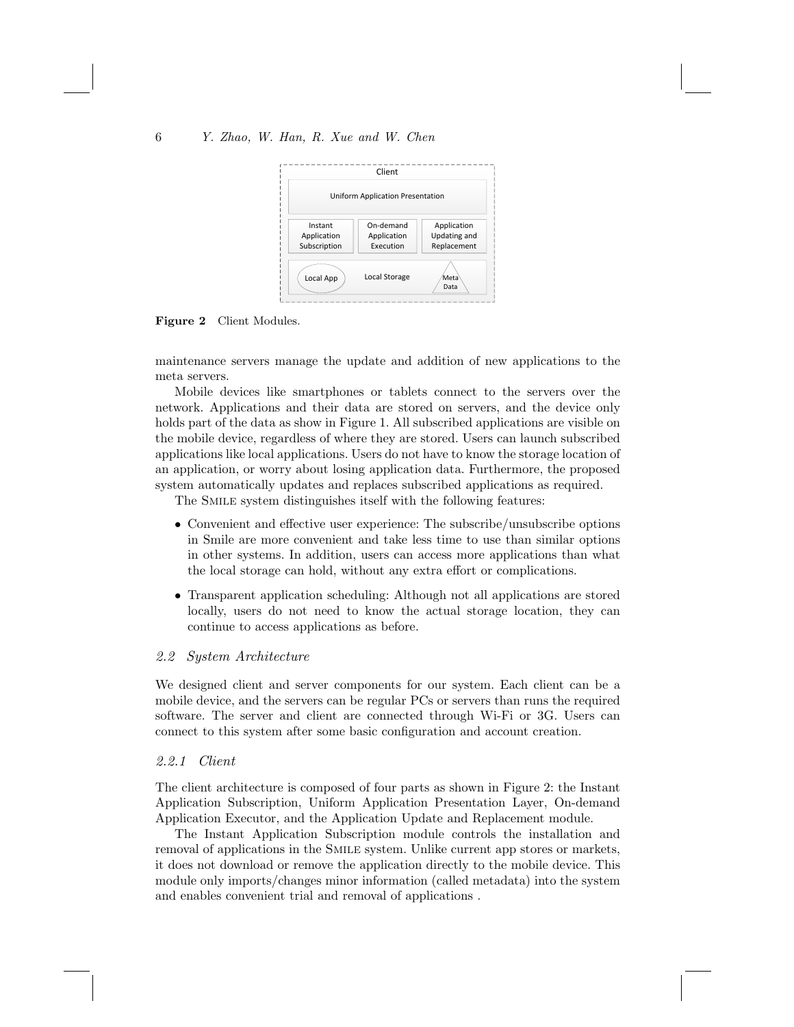Figure 2 Client Modules.

maintenance servers manage the update and addition of new applications to the meta servers.

Mobile devices like smartphones or tablets connect to the servers over the network. Applications and their data are stored on servers, and the device only holds part of the data as show in Figure 1. All subscribed applications are visible on the mobile device, regardless of where they are stored. Users can launch subscribed applications like local applications. Users do not have to know the storage location of an application, or worry about losing application data. Furthermore, the proposed system automatically updates and replaces subscribed applications as required.

The Smile system distinguishes itself with the following features:

- Convenient and effective user experience: The subscribe/unsubscribe options in Smile are more convenient and take less time to use than similar options in other systems. In addition, users can access more applications than what the local storage can hold, without any extra effort or complications.
- Transparent application scheduling: Although not all applications are stored locally, users do not need to know the actual storage location, they can continue to access applications as before.

### 2.2 System Architecture

We designed client and server components for our system. Each client can be a mobile device, and the servers can be regular PCs or servers than runs the required software. The server and client are connected through Wi-Fi or 3G. Users can connect to this system after some basic configuration and account creation.

#### 2.2.1 Client

The client architecture is composed of four parts as shown in Figure 2: the Instant Application Subscription, Uniform Application Presentation Layer, On-demand Application Executor, and the Application Update and Replacement module.

The Instant Application Subscription module controls the installation and removal of applications in the Smile system. Unlike current app stores or markets, it does not download or remove the application directly to the mobile device. This module only imports/changes minor information (called metadata) into the system and enables convenient trial and removal of applications .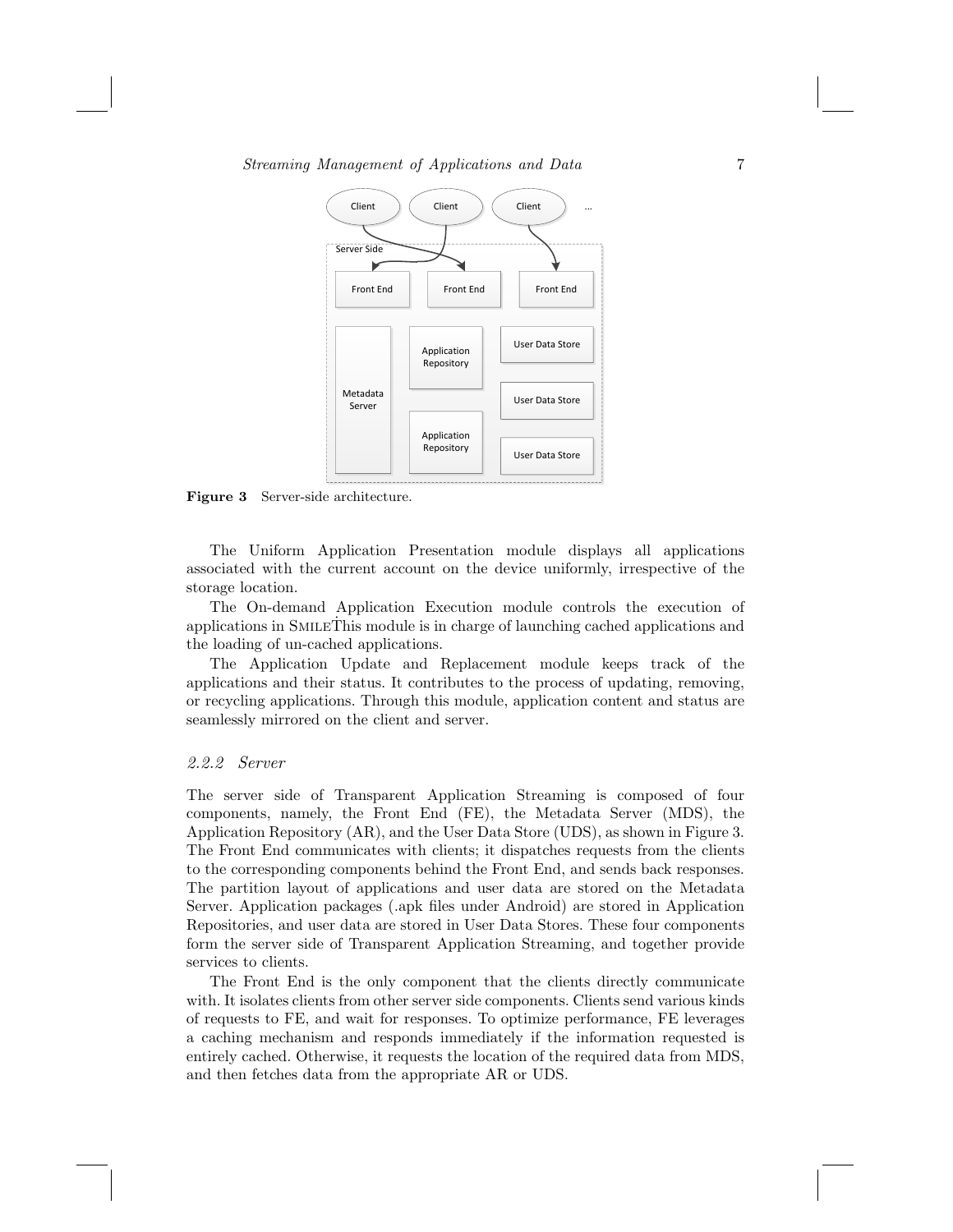**Figure 3** Server-side architecture.

The Uniform Application Presentation module displays all applications associated with the current account on the device uniformly, irrespective of the storage location.

The On-demand Application Execution module controls the execution of applications in SMILEThis module is in charge of launching cached applications and the loading of un-cached applications.

The Application Update and Replacement module keeps track of the applications and their status. It contributes to the process of updating, removing, or recycling applications. Through this module, application content and status are seamlessly mirrored on the client and server.

### *2.2.2 Server*

The server side of Transparent Application Streaming is composed of four components, namely, the Front End (FE), the Metadata Server (MDS), the Application Repository (AR), and the User Data Store (UDS), as shown in Figure 3. The Front End communicates with clients; it dispatches requests from the clients to the corresponding components behind the Front End, and sends back responses. The partition layout of applications and user data are stored on the Metadata Server. Application packages (.apk files under Android) are stored in Application Repositories, and user data are stored in User Data Stores. These four components form the server side of Transparent Application Streaming, and together provide services to clients.

The Front End is the only component that the clients directly communicate with. It isolates clients from other server side components. Clients send various kinds of requests to FE, and wait for responses. To optimize performance, FE leverages a caching mechanism and responds immediately if the information requested is entirely cached. Otherwise, it requests the location of the required data from MDS, and then fetches data from the appropriate AR or UDS.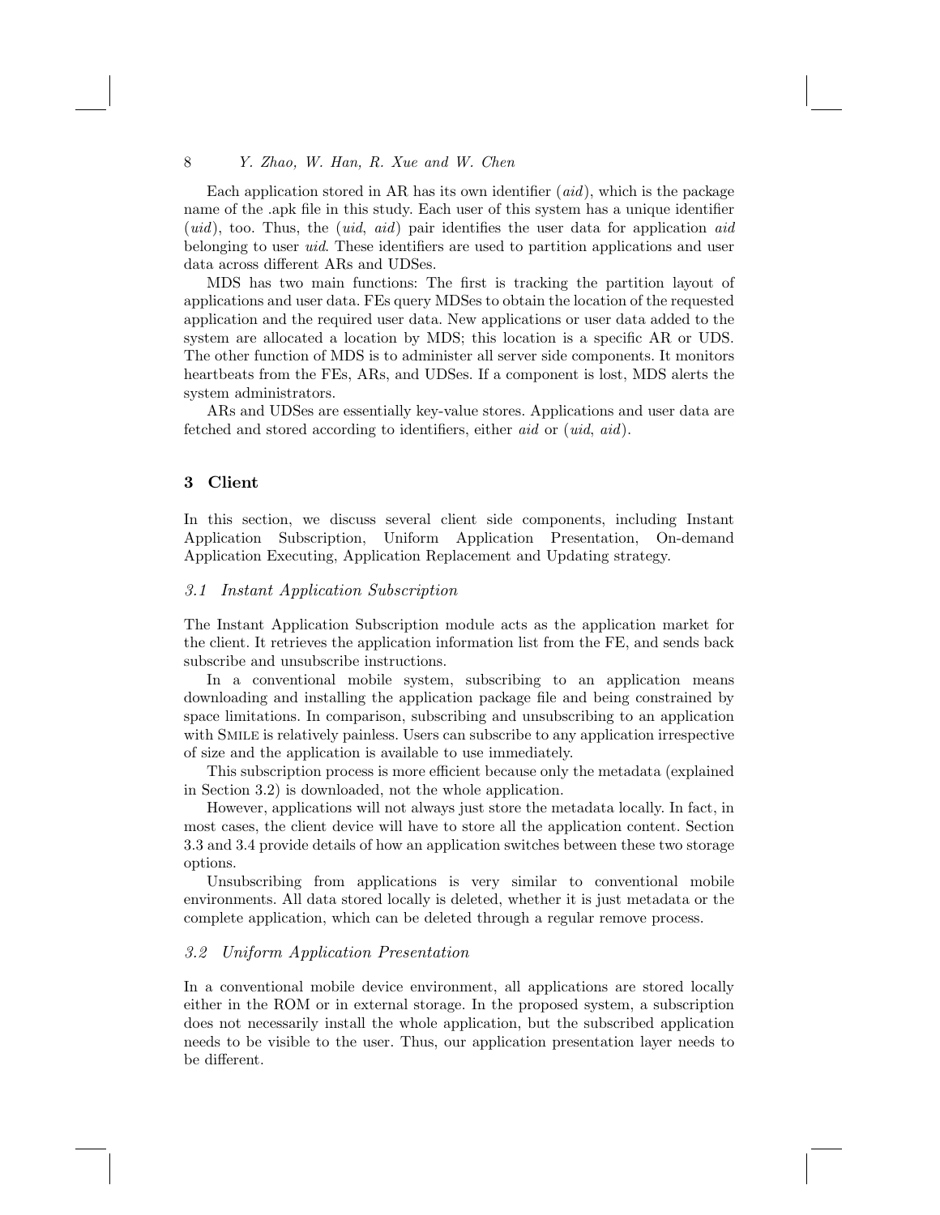Each application stored in AR has its own identifier (*aid*), which is the package name of the .apk file in this study. Each user of this system has a unique identifier (*uid*), too. Thus, the (*uid*, *aid*) pair identifies the user data for application *aid* belonging to user *uid*. These identifiers are used to partition applications and user data across different ARs and UDSes.

MDS has two main functions: The first is tracking the partition layout of applications and user data. FEs query MDSes to obtain the location of the requested application and the required user data. New applications or user data added to the system are allocated a location by MDS; this location is a specific AR or UDS. The other function of MDS is to administer all server side components. It monitors heartbeats from the FEs, ARs, and UDSes. If a component is lost, MDS alerts the system administrators.

ARs and UDSes are essentially key-value stores. Applications and user data are fetched and stored according to identifiers, either *aid* or (*uid*, *aid*).

## 3 Client

In this section, we discuss several client side components, including Instant Application Subscription, Uniform Application Presentation, On-demand Application Executing, Application Replacement and Updating strategy.

### *3.1 Instant Application Subscription*

The Instant Application Subscription module acts as the application market for the client. It retrieves the application information list from the FE, and sends back subscribe and unsubscribe instructions.

In a conventional mobile system, subscribing to an application means downloading and installing the application package file and being constrained by space limitations. In comparison, subscribing and unsubscribing to an application with Smile is relatively painless. Users can subscribe to any application irrespective of size and the application is available to use immediately.

This subscription process is more efficient because only the metadata (explained in Section 3.2) is downloaded, not the whole application.

However, applications will not always just store the metadata locally. In fact, in most cases, the client device will have to store all the application content. Section 3.3 and 3.4 provide details of how an application switches between these two storage options.

Unsubscribing from applications is very similar to conventional mobile environments. All data stored locally is deleted, whether it is just metadata or the complete application, which can be deleted through a regular remove process.

### *3.2 Uniform Application Presentation*

In a conventional mobile device environment, all applications are stored locally either in the ROM or in external storage. In the proposed system, a subscription does not necessarily install the whole application, but the subscribed application needs to be visible to the user. Thus, our application presentation layer needs to be different.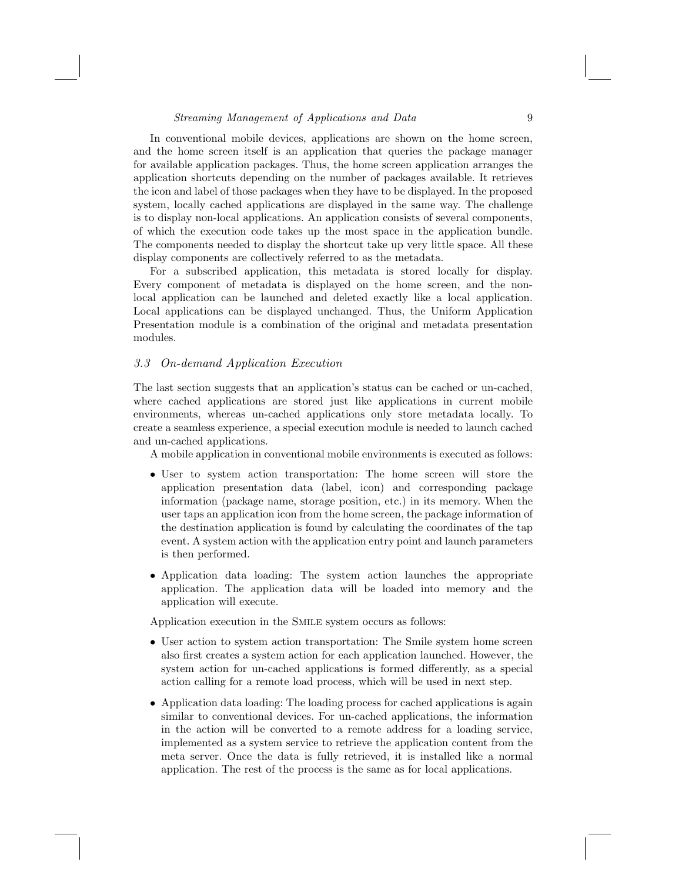In conventional mobile devices, applications are shown on the home screen, and the home screen itself is an application that queries the package manager for available application packages. Thus, the home screen application arranges the application shortcuts depending on the number of packages available. It retrieves the icon and label of those packages when they have to be displayed. In the proposed system, locally cached applications are displayed in the same way. The challenge is to display non-local applications. An application consists of several components, of which the execution code takes up the most space in the application bundle. The components needed to display the shortcut take up very little space. All these display components are collectively referred to as the metadata.

For a subscribed application, this metadata is stored locally for display. Every component of metadata is displayed on the home screen, and the non-local application can be launched and deleted exactly like a local application. Local applications can be displayed unchanged. Thus, the Uniform Application Presentation module is a combination of the original and metadata presentation modules.

### *3.3 On-demand Application Execution*

The last section suggests that an application's status can be cached or un-cached, where cached applications are stored just like applications in current mobile environments, whereas un-cached applications only store metadata locally. To create a seamless experience, a special execution module is needed to launch cached and un-cached applications.

A mobile application in conventional mobile environments is executed as follows:

- User to system action transportation: The home screen will store the application presentation data (label, icon) and corresponding package information (package name, storage position, etc.) in its memory. When the user taps an application icon from the home screen, the package information of the destination application is found by calculating the coordinates of the tap event. A system action with the application entry point and launch parameters is then performed.
- Application data loading: The system action launches the appropriate application. The application data will be loaded into memory and the application will execute.

Application execution in the SMILE system occurs as follows:

- User action to system action transportation: The Smile system home screen also first creates a system action for each application launched. However, the system action for un-cached applications is formed differently, as a special action calling for a remote load process, which will be used in next step.
- Application data loading: The loading process for cached applications is again similar to conventional devices. For un-cached applications, the information in the action will be converted to a remote address for a loading service, implemented as a system service to retrieve the application content from the meta server. Once the data is fully retrieved, it is installed like a normal application. The rest of the process is the same as for local applications.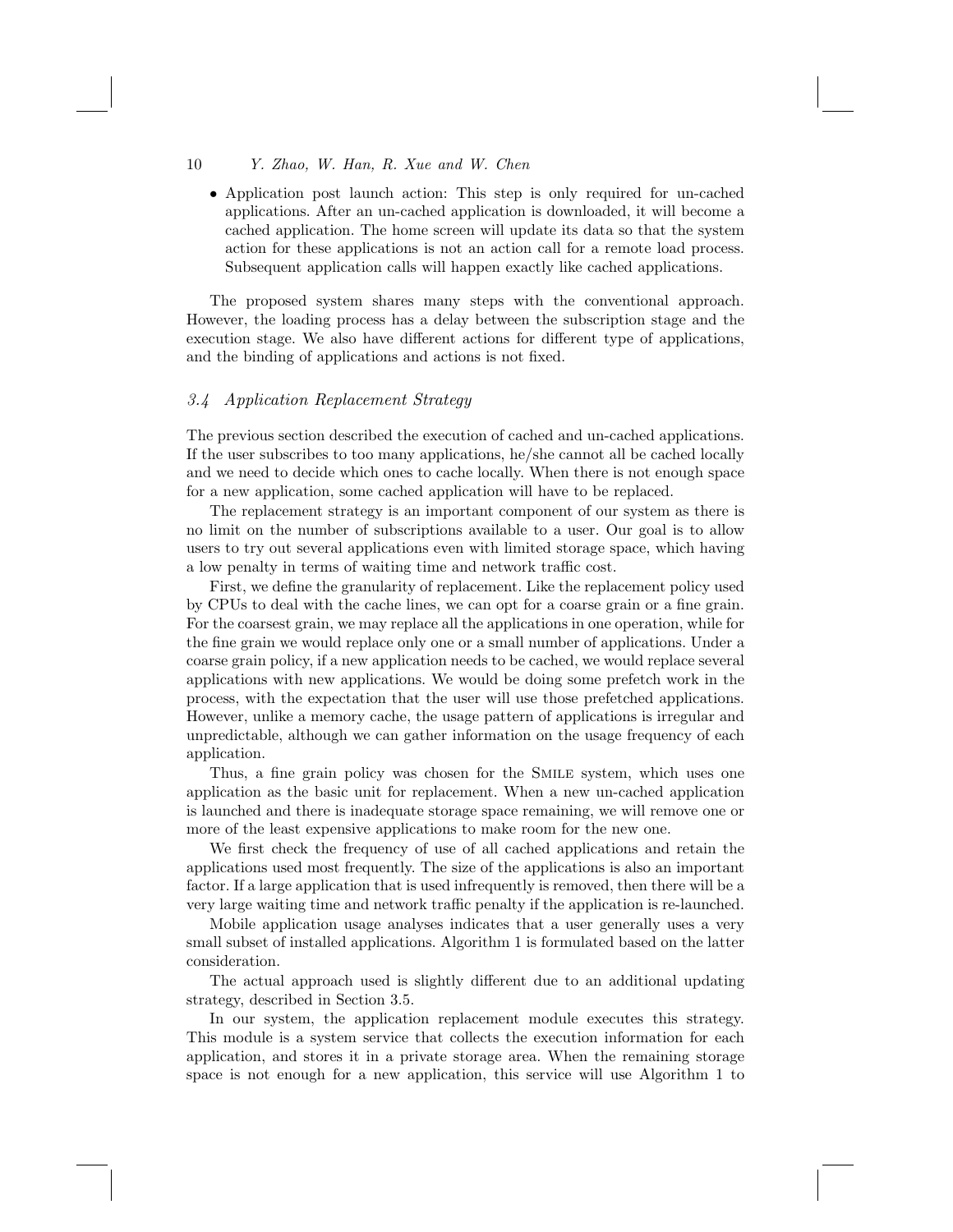- Application post launch action: This step is only required for un-cached applications. After an un-cached application is downloaded, it will become a cached application. The home screen will update its data so that the system action for these applications is not an action call for a remote load process. Subsequent application calls will happen exactly like cached applications.

The proposed system shares many steps with the conventional approach. However, the loading process has a delay between the subscription stage and the execution stage. We also have different actions for different type of applications, and the binding of applications and actions is not fixed.

### *3.4 Application Replacement Strategy*

The previous section described the execution of cached and un-cached applications. If the user subscribes to too many applications, he/she cannot all be cached locally and we need to decide which ones to cache locally. When there is not enough space for a new application, some cached application will have to be replaced.

The replacement strategy is an important component of our system as there is no limit on the number of subscriptions available to a user. Our goal is to allow users to try out several applications even with limited storage space, which having a low penalty in terms of waiting time and network traffic cost.

First, we define the granularity of replacement. Like the replacement policy used by CPUs to deal with the cache lines, we can opt for a coarse grain or a fine grain. For the coarsest grain, we may replace all the applications in one operation, while for the fine grain we would replace only one or a small number of applications. Under a coarse grain policy, if a new application needs to be cached, we would replace several applications with new applications. We would be doing some prefetch work in the process, with the expectation that the user will use those prefetched applications. However, unlike a memory cache, the usage pattern of applications is irregular and unpredictable, although we can gather information on the usage frequency of each application.

Thus, a fine grain policy was chosen for the Smile system, which uses one application as the basic unit for replacement. When a new un-cached application is launched and there is inadequate storage space remaining, we will remove one or more of the least expensive applications to make room for the new one.

We first check the frequency of use of all cached applications and retain the applications used most frequently. The size of the applications is also an important factor. If a large application that is used infrequently is removed, then there will be a very large waiting time and network traffic penalty if the application is re-launched.

Mobile application usage analyses indicates that a user generally uses a very small subset of installed applications. Algorithm 1 is formulated based on the latter consideration.

The actual approach used is slightly different due to an additional updating strategy, described in Section 3.5.

In our system, the application replacement module executes this strategy. This module is a system service that collects the execution information for each application, and stores it in a private storage area. When the remaining storage space is not enough for a new application, this service will use Algorithm 1 to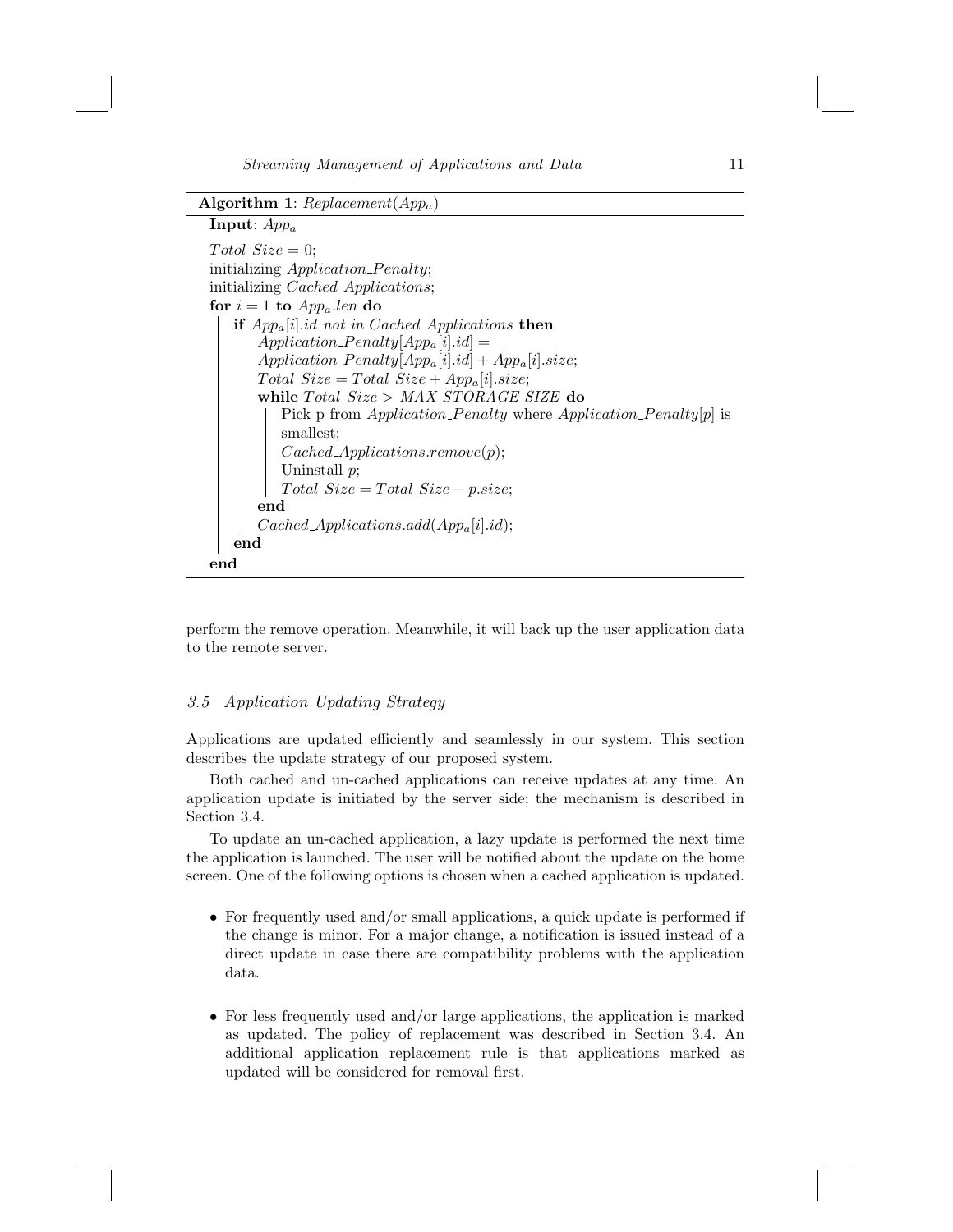**Algorithm 1**: *Replacement*($App_a$)

```
Input: App_a
Totol_Size = 0;
initializing Application_Penalty;
initializing Cached_Applications;
for i = 1 to App_a.len do
    if App_a[i].id not in Cached_Applications then
        Application_Penalty[App_a[i].id] =
        Application_Penalty[App_a[i].id] + App_a[i].size;
        Total_Size = Total_Size + App_a[i].size;
        while Total_Size > MAX_STORAGE_SIZE do
            Pick p from Application_Penalty where Application_Penalty[p] is
            smallest;
            Cached_Applications.remove(p);
            Uninstall p;
            Total_Size = Total_Size − p.size;
        end
        Cached_Applications.add(App_a[i].id);
    end
end
```

perform the remove operation. Meanwhile, it will back up the user application data to the remote server.

### *3.5 Application Updating Strategy*

Applications are updated efficiently and seamlessly in our system. This section describes the update strategy of our proposed system.

Both cached and un-cached applications can receive updates at any time. An application update is initiated by the server side; the mechanism is described in Section 3.4.

To update an un-cached application, a lazy update is performed the next time the application is launched. The user will be notified about the update on the home screen. One of the following options is chosen when a cached application is updated.

- For frequently used and/or small applications, a quick update is performed if the change is minor. For a major change, a notification is issued instead of a direct update in case there are compatibility problems with the application data.

- For less frequently used and/or large applications, the application is marked as updated. The policy of replacement was described in Section 3.4. An additional application replacement rule is that applications marked as updated will be considered for removal first.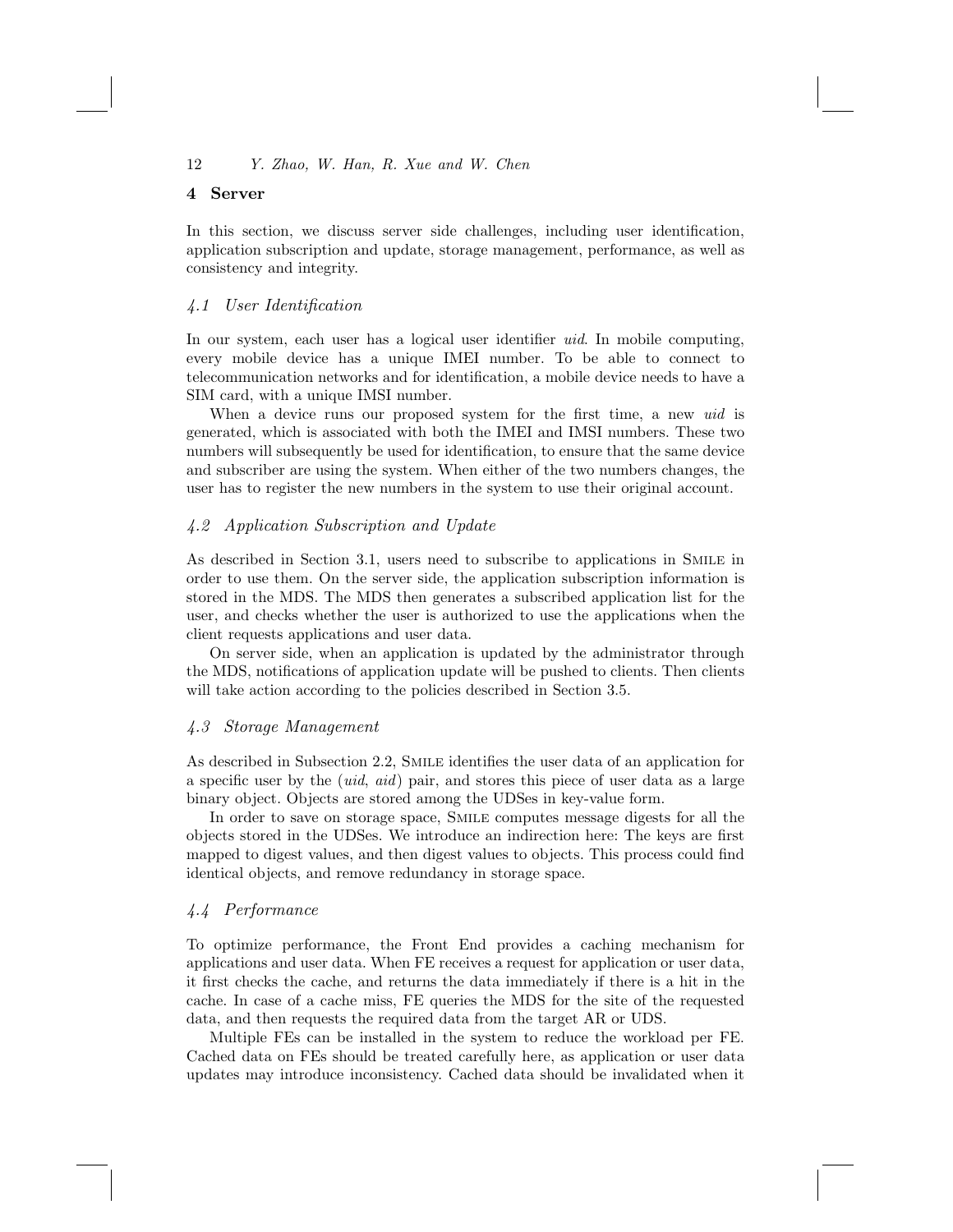## 4 Server

In this section, we discuss server side challenges, including user identification, application subscription and update, storage management, performance, as well as consistency and integrity.

### *4.1 User Identification*

In our system, each user has a logical user identifier *uid*. In mobile computing, every mobile device has a unique IMEI number. To be able to connect to telecommunication networks and for identification, a mobile device needs to have a SIM card, with a unique IMSI number.

When a device runs our proposed system for the first time, a new *uid* is generated, which is associated with both the IMEI and IMSI numbers. These two numbers will subsequently be used for identification, to ensure that the same device and subscriber are using the system. When either of the two numbers changes, the user has to register the new numbers in the system to use their original account.

### *4.2 Application Subscription and Update*

As described in Section 3.1, users need to subscribe to applications in Smile in order to use them. On the server side, the application subscription information is stored in the MDS. The MDS then generates a subscribed application list for the user, and checks whether the user is authorized to use the applications when the client requests applications and user data.

On server side, when an application is updated by the administrator through the MDS, notifications of application update will be pushed to clients. Then clients will take action according to the policies described in Section 3.5.

### *4.3 Storage Management*

As described in Subsection 2.2, Smile identifies the user data of an application for a specific user by the (*uid*, *aid*) pair, and stores this piece of user data as a large binary object. Objects are stored among the UDSes in key-value form.

In order to save on storage space, Smile computes message digests for all the objects stored in the UDSes. We introduce an indirection here: The keys are first mapped to digest values, and then digest values to objects. This process could find identical objects, and remove redundancy in storage space.

### *4.4 Performance*

To optimize performance, the Front End provides a caching mechanism for applications and user data. When FE receives a request for application or user data, it first checks the cache, and returns the data immediately if there is a hit in the cache. In case of a cache miss, FE queries the MDS for the site of the requested data, and then requests the required data from the target AR or UDS.

Multiple FEs can be installed in the system to reduce the workload per FE. Cached data on FEs should be treated carefully here, as application or user data updates may introduce inconsistency. Cached data should be invalidated when it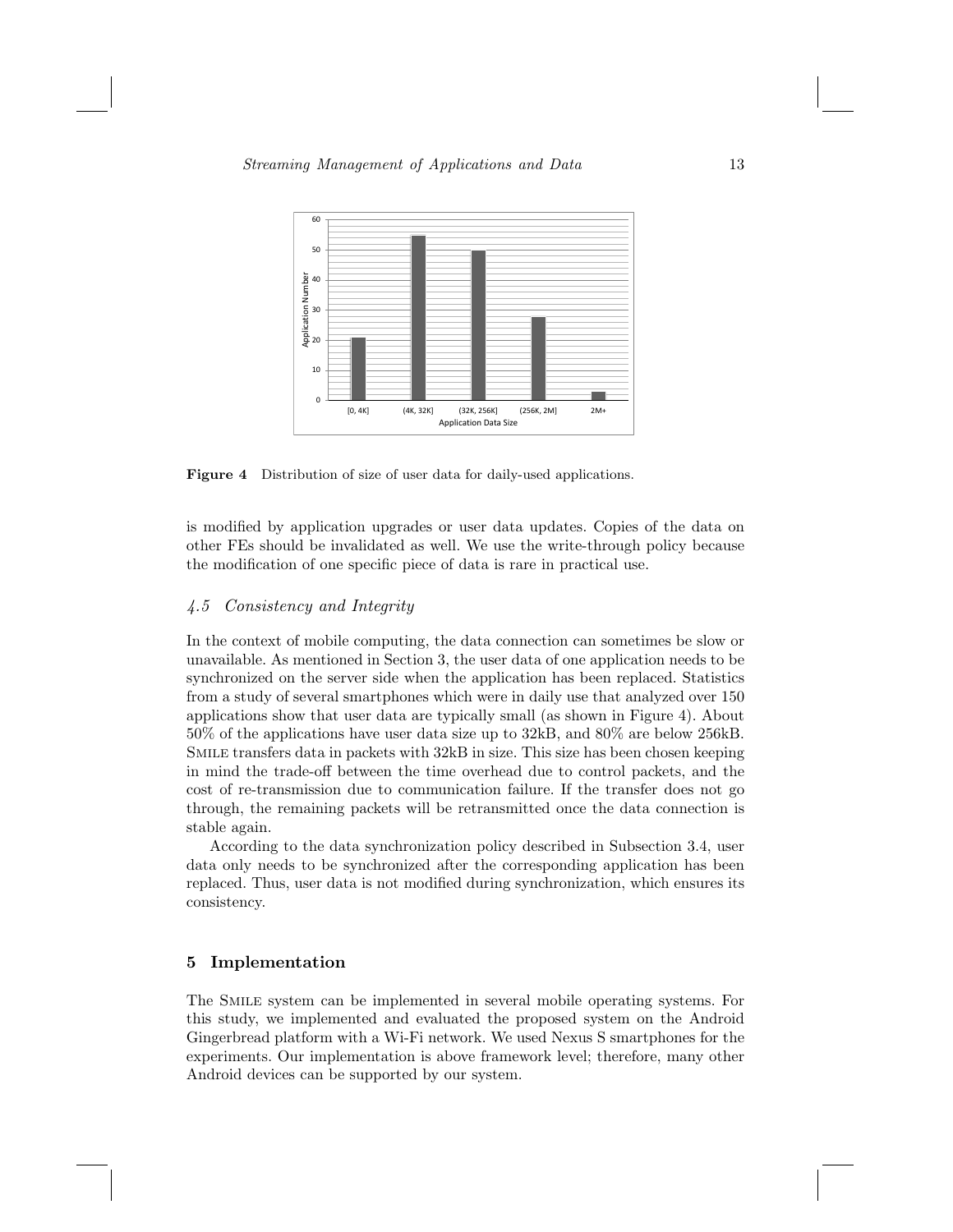**Figure 4** Distribution of size of user data for daily-used applications.

is modified by application upgrades or user data updates. Copies of the data on other FEs should be invalidated as well. We use the write-through policy because the modification of one specific piece of data is rare in practical use.

### *4.5 Consistency and Integrity*

In the context of mobile computing, the data connection can sometimes be slow or unavailable. As mentioned in Section 3, the user data of one application needs to be synchronized on the server side when the application has been replaced. Statistics from a study of several smartphones which were in daily use that analyzed over 150 applications show that user data are typically small (as shown in Figure 4). About 50% of the applications have user data size up to 32kB, and 80% are below 256kB. SMILE transfers data in packets with 32kB in size. This size has been chosen keeping in mind the trade-off between the time overhead due to control packets, and the cost of re-transmission due to communication failure. If the transfer does not go through, the remaining packets will be retransmitted once the data connection is stable again.

According to the data synchronization policy described in Subsection 3.4, user data only needs to be synchronized after the corresponding application has been replaced. Thus, user data is not modified during synchronization, which ensures its consistency.

## 5 Implementation

The SMILE system can be implemented in several mobile operating systems. For this study, we implemented and evaluated the proposed system on the Android Gingerbread platform with a Wi-Fi network. We used Nexus S smartphones for the experiments. Our implementation is above framework level; therefore, many other Android devices can be supported by our system.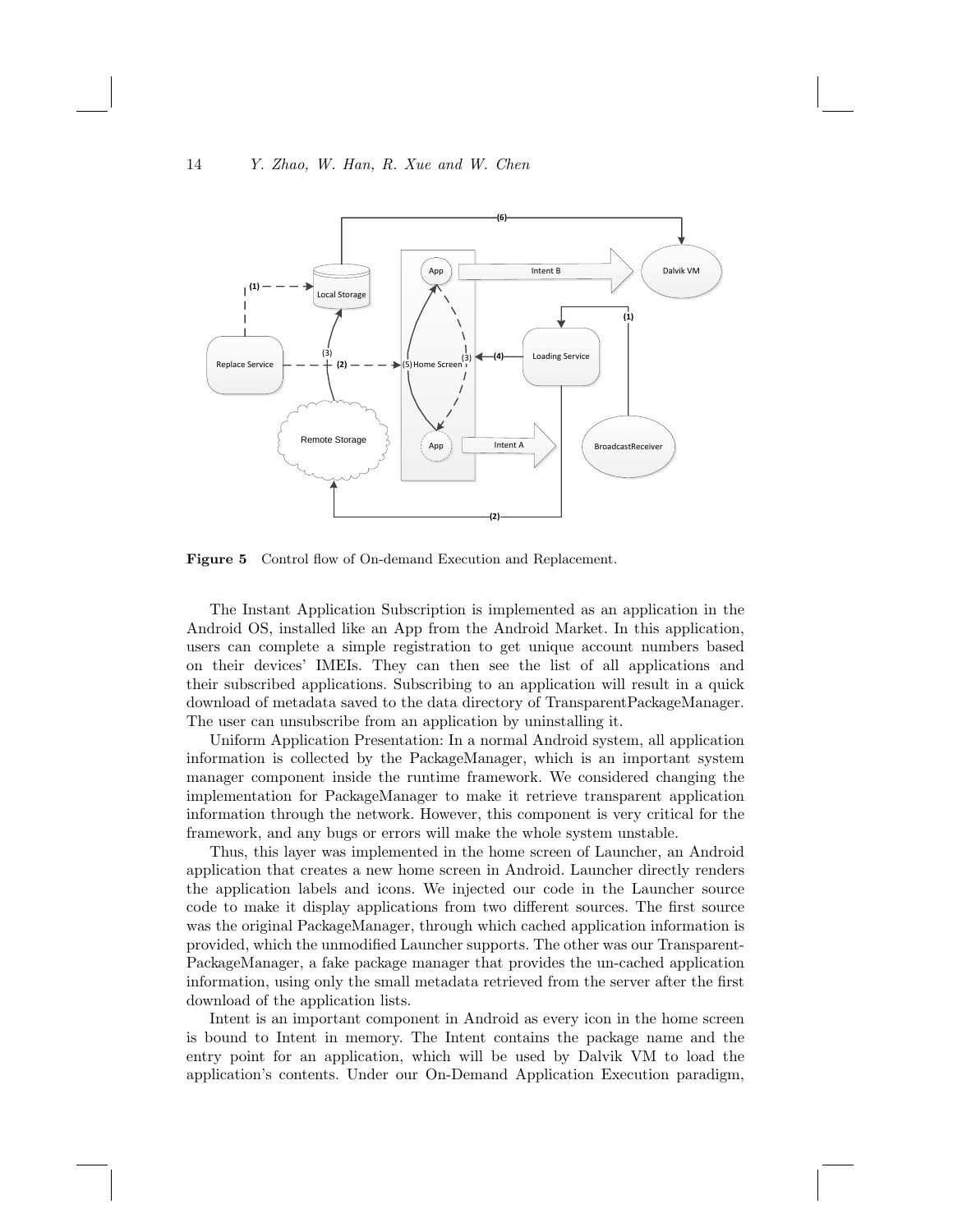**Figure 5** Control flow of On-demand Execution and Replacement.

The Instant Application Subscription is implemented as an application in the Android OS, installed like an App from the Android Market. In this application, users can complete a simple registration to get unique account numbers based on their devices' IMEIs. They can then see the list of all applications and their subscribed applications. Subscribing to an application will result in a quick download of metadata saved to the data directory of TransparentPackageManager. The user can unsubscribe from an application by uninstalling it.

Uniform Application Presentation: In a normal Android system, all application information is collected by the PackageManager, which is an important system manager component inside the runtime framework. We considered changing the implementation for PackageManager to make it retrieve transparent application information through the network. However, this component is very critical for the framework, and any bugs or errors will make the whole system unstable.

Thus, this layer was implemented in the home screen of Launcher, an Android application that creates a new home screen in Android. Launcher directly renders the application labels and icons. We injected our code in the Launcher source code to make it display applications from two different sources. The first source was the original PackageManager, through which cached application information is provided, which the unmodified Launcher supports. The other was our Transparent-PackageManager, a fake package manager that provides the un-cached application information, using only the small metadata retrieved from the server after the first download of the application lists.

Intent is an important component in Android as every icon in the home screen is bound to Intent in memory. The Intent contains the package name and the entry point for an application, which will be used by Dalvik VM to load the application's contents. Under our On-Demand Application Execution paradigm,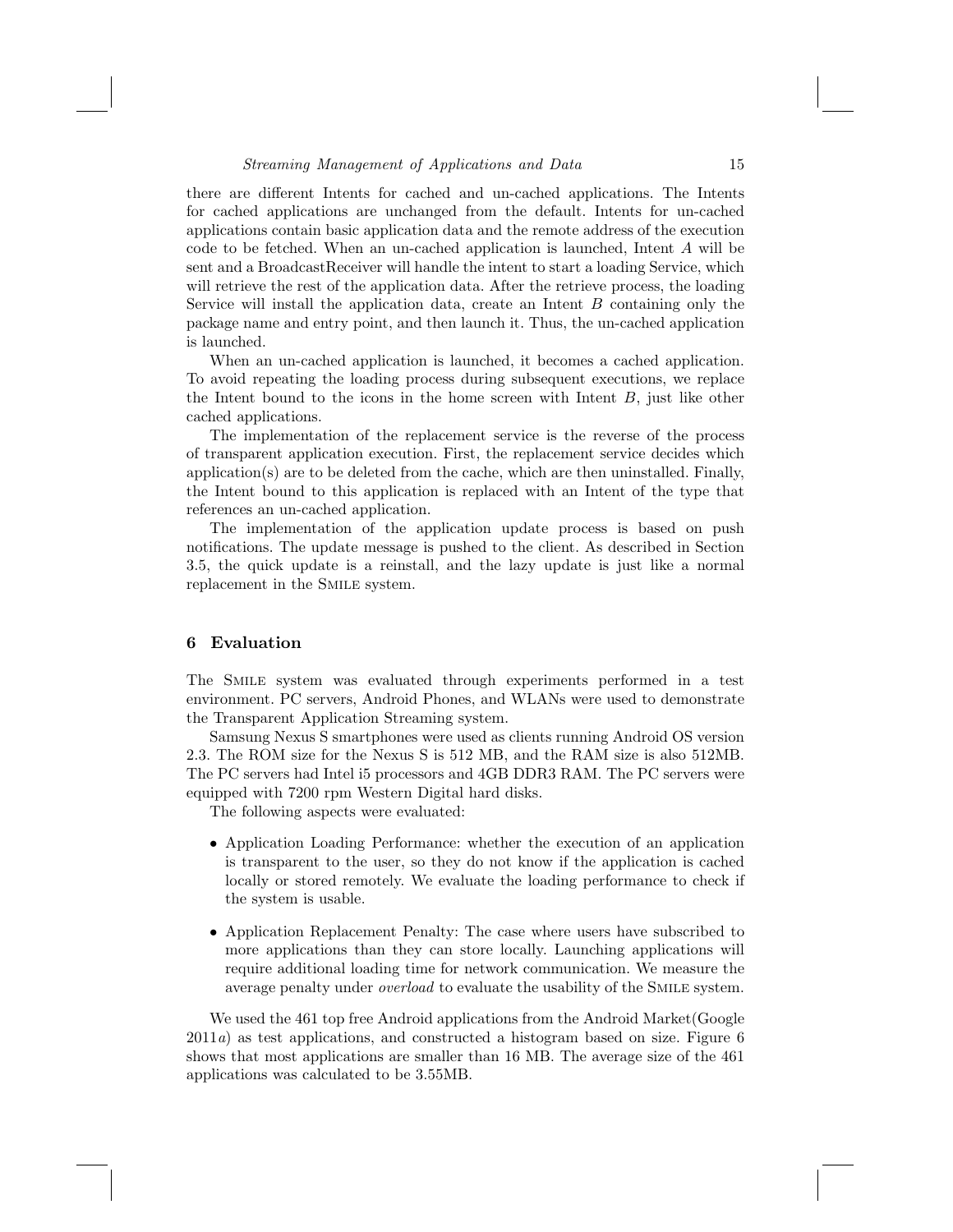there are different Intents for cached and un-cached applications. The Intents for cached applications are unchanged from the default. Intents for un-cached applications contain basic application data and the remote address of the execution code to be fetched. When an un-cached application is launched, Intent $A$ will be sent and a BroadcastReceiver will handle the intent to start a loading Service, which will retrieve the rest of the application data. After the retrieve process, the loading Service will install the application data, create an Intent $B$ containing only the package name and entry point, and then launch it. Thus, the un-cached application is launched.

When an un-cached application is launched, it becomes a cached application. To avoid repeating the loading process during subsequent executions, we replace the Intent bound to the icons in the home screen with Intent $B$, just like other cached applications.

The implementation of the replacement service is the reverse of the process of transparent application execution. First, the replacement service decides which application(s) are to be deleted from the cache, which are then uninstalled. Finally, the Intent bound to this application is replaced with an Intent of the type that references an un-cached application.

The implementation of the application update process is based on push notifications. The update message is pushed to the client. As described in Section 3.5, the quick update is a reinstall, and the lazy update is just like a normal replacement in the SMILE system.

## 6 Evaluation

The SMILE system was evaluated through experiments performed in a test environment. PC servers, Android Phones, and WLANs were used to demonstrate the Transparent Application Streaming system.

Samsung Nexus S smartphones were used as clients running Android OS version 2.3. The ROM size for the Nexus S is 512 MB, and the RAM size is also 512MB. The PC servers had Intel i5 processors and 4GB DDR3 RAM. The PC servers were equipped with 7200 rpm Western Digital hard disks.

The following aspects were evaluated:

- Application Loading Performance: whether the execution of an application is transparent to the user, so they do not know if the application is cached locally or stored remotely. We evaluate the loading performance to check if the system is usable.
- Application Replacement Penalty: The case where users have subscribed to more applications than they can store locally. Launching applications will require additional loading time for network communication. We measure the average penalty under *overload* to evaluate the usability of the SMILE system.

We used the 461 top free Android applications from the Android Market(Google 2011*a*) as test applications, and constructed a histogram based on size. Figure 6 shows that most applications are smaller than 16 MB. The average size of the 461 applications was calculated to be 3.55MB.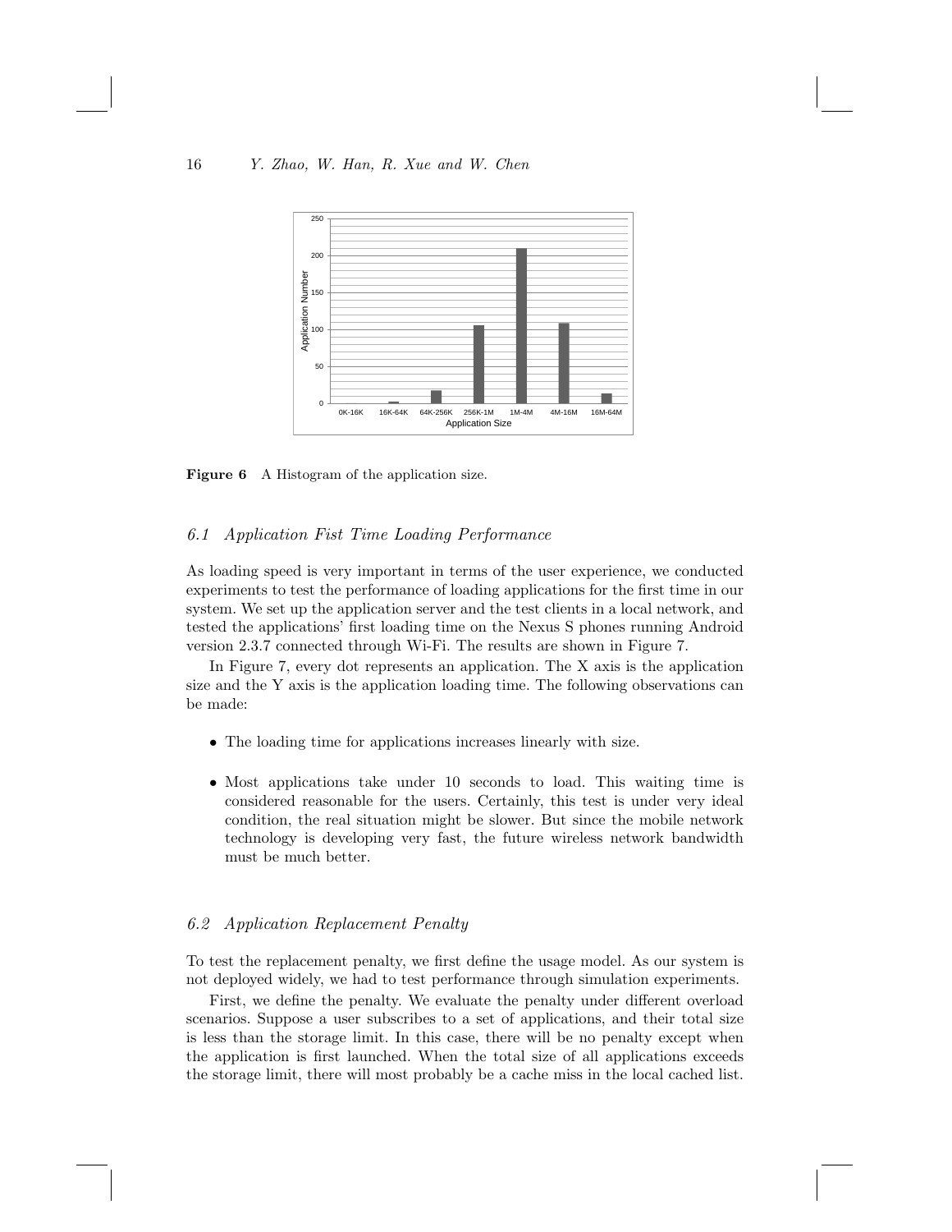Figure 6 A Histogram of the application size.

### 6.1 Application Fist Time Loading Performance

As loading speed is very important in terms of the user experience, we conducted experiments to test the performance of loading applications for the first time in our system. We set up the application server and the test clients in a local network, and tested the applications' first loading time on the Nexus S phones running Android version 2.3.7 connected through Wi-Fi. The results are shown in Figure 7.

In Figure 7, every dot represents an application. The X axis is the application size and the Y axis is the application loading time. The following observations can be made:

- The loading time for applications increases linearly with size.
- Most applications take under 10 seconds to load. This waiting time is considered reasonable for the users. Certainly, this test is under very ideal condition, the real situation might be slower. But since the mobile network technology is developing very fast, the future wireless network bandwidth must be much better.

### 6.2 Application Replacement Penalty

To test the replacement penalty, we first define the usage model. As our system is not deployed widely, we had to test performance through simulation experiments.

First, we define the penalty. We evaluate the penalty under different overload scenarios. Suppose a user subscribes to a set of applications, and their total size is less than the storage limit. In this case, there will be no penalty except when the application is first launched. When the total size of all applications exceeds the storage limit, there will most probably be a cache miss in the local cached list.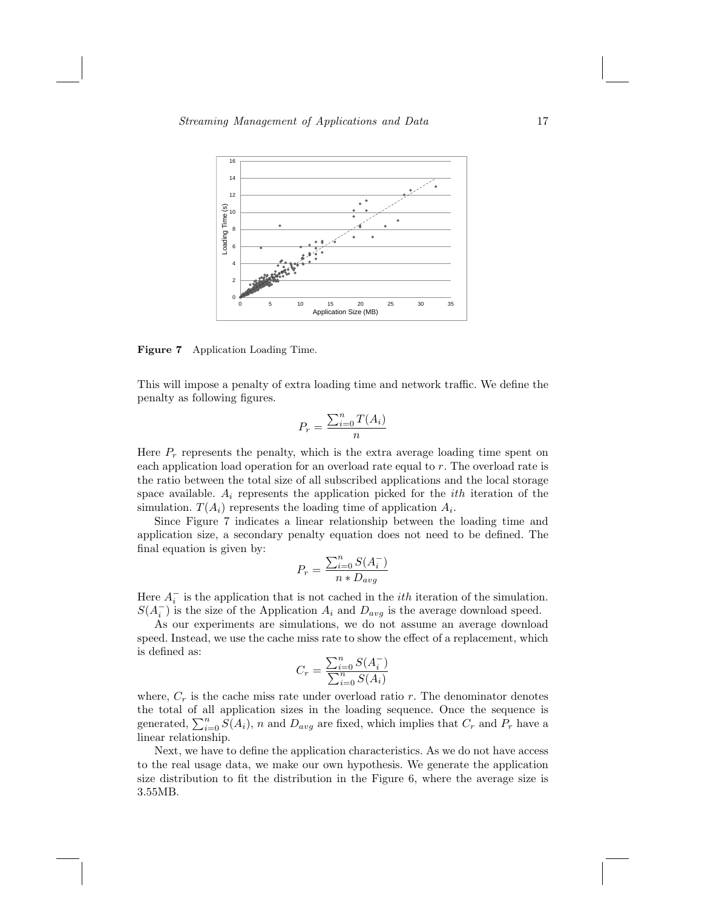Figure 7  Application Loading Time.

This will impose a penalty of extra loading time and network traffic. We define the penalty as following figures.

$$P_r = \frac{\sum_{i=0}^{n} T(A_i)}{n}$$

Here $P_r$ represents the penalty, which is the extra average loading time spent on each application load operation for an overload rate equal to $r$. The overload rate is the ratio between the total size of all subscribed applications and the local storage space available. $A_i$ represents the application picked for the *ith* iteration of the simulation. $T(A_i)$ represents the loading time of application $A_i$.

Since Figure 7 indicates a linear relationship between the loading time and application size, a secondary penalty equation does not need to be defined. The final equation is given by:

$$P_r = \frac{\sum_{i=0}^{n} S(A_i^-)}{n * D_{avg}}$$

Here $A_i^-$ is the application that is not cached in the *ith* iteration of the simulation. $S(A_i^-)$ is the size of the Application $A_i$ and $D_{avg}$ is the average download speed.

As our experiments are simulations, we do not assume an average download speed. Instead, we use the cache miss rate to show the effect of a replacement, which is defined as:

$$C_r = \frac{\sum_{i=0}^{n} S(A_i^-)}{\sum_{i=0}^{n} S(A_i)}$$

where, $C_r$ is the cache miss rate under overload ratio $r$. The denominator denotes the total of all application sizes in the loading sequence. Once the sequence is generated, $\sum_{i=0}^{n} S(A_i)$, $n$ and $D_{avg}$ are fixed, which implies that $C_r$ and $P_r$ have a linear relationship.

Next, we have to define the application characteristics. As we do not have access to the real usage data, we make our own hypothesis. We generate the application size distribution to fit the distribution in the Figure 6, where the average size is 3.55MB.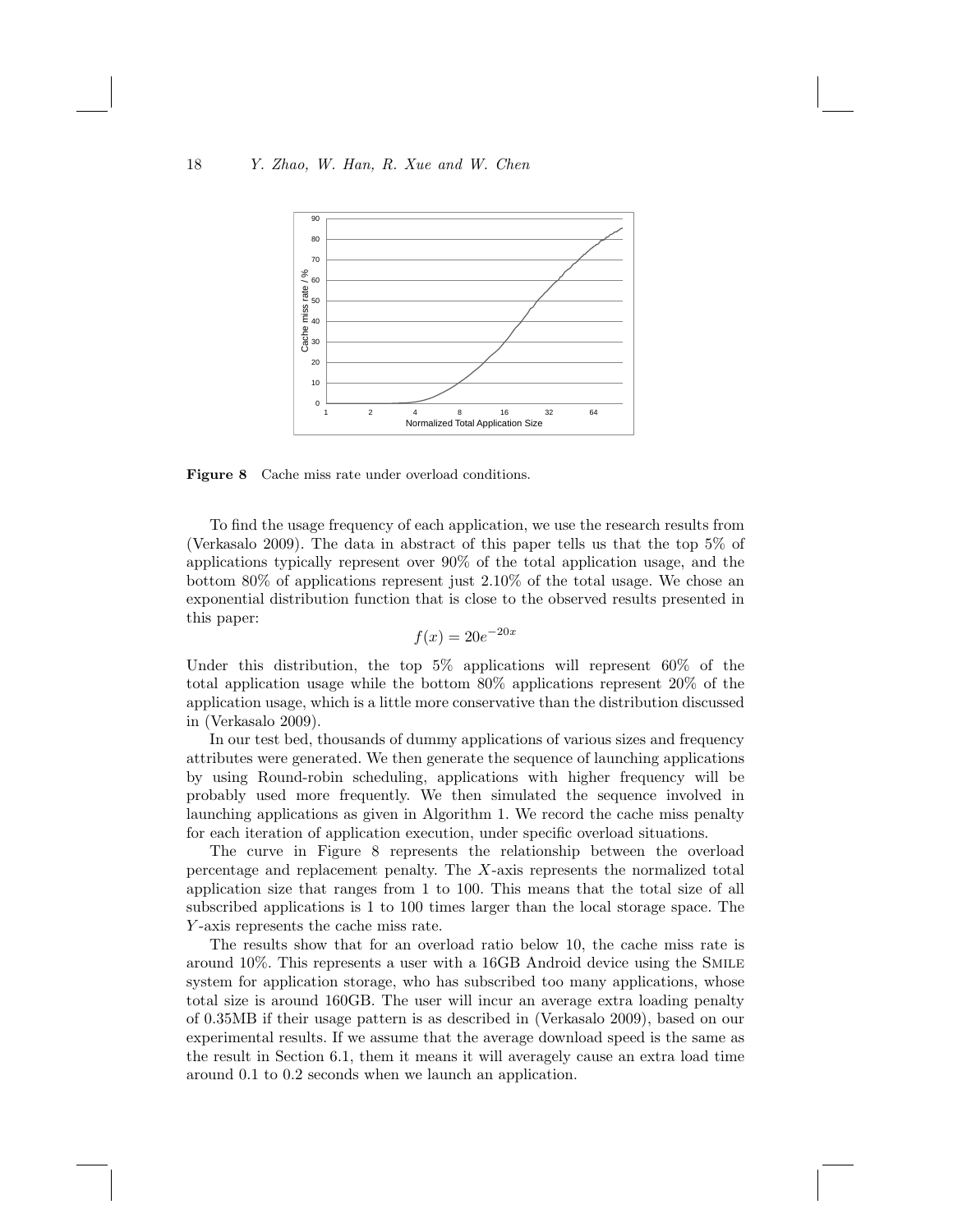**Figure 8** Cache miss rate under overload conditions.

To find the usage frequency of each application, we use the research results from (Verkasalo 2009). The data in abstract of this paper tells us that the top 5% of applications typically represent over 90% of the total application usage, and the bottom 80% of applications represent just 2.10% of the total usage. We chose an exponential distribution function that is close to the observed results presented in this paper:

$$f(x) = 20e^{-20x}$$

Under this distribution, the top 5% applications will represent 60% of the total application usage while the bottom 80% applications represent 20% of the application usage, which is a little more conservative than the distribution discussed in (Verkasalo 2009).

In our test bed, thousands of dummy applications of various sizes and frequency attributes were generated. We then generate the sequence of launching applications by using Round-robin scheduling, applications with higher frequency will be probably used more frequently. We then simulated the sequence involved in launching applications as given in Algorithm 1. We record the cache miss penalty for each iteration of application execution, under specific overload situations.

The curve in Figure 8 represents the relationship between the overload percentage and replacement penalty. The $X$-axis represents the normalized total application size that ranges from 1 to 100. This means that the total size of all subscribed applications is 1 to 100 times larger than the local storage space. The $Y$-axis represents the cache miss rate.

The results show that for an overload ratio below 10, the cache miss rate is around 10%. This represents a user with a 16GB Android device using the SMILE system for application storage, who has subscribed too many applications, whose total size is around 160GB. The user will incur an average extra loading penalty of 0.35MB if their usage pattern is as described in (Verkasalo 2009), based on our experimental results. If we assume that the average download speed is the same as the result in Section 6.1, them it means it will averagely cause an extra load time around 0.1 to 0.2 seconds when we launch an application.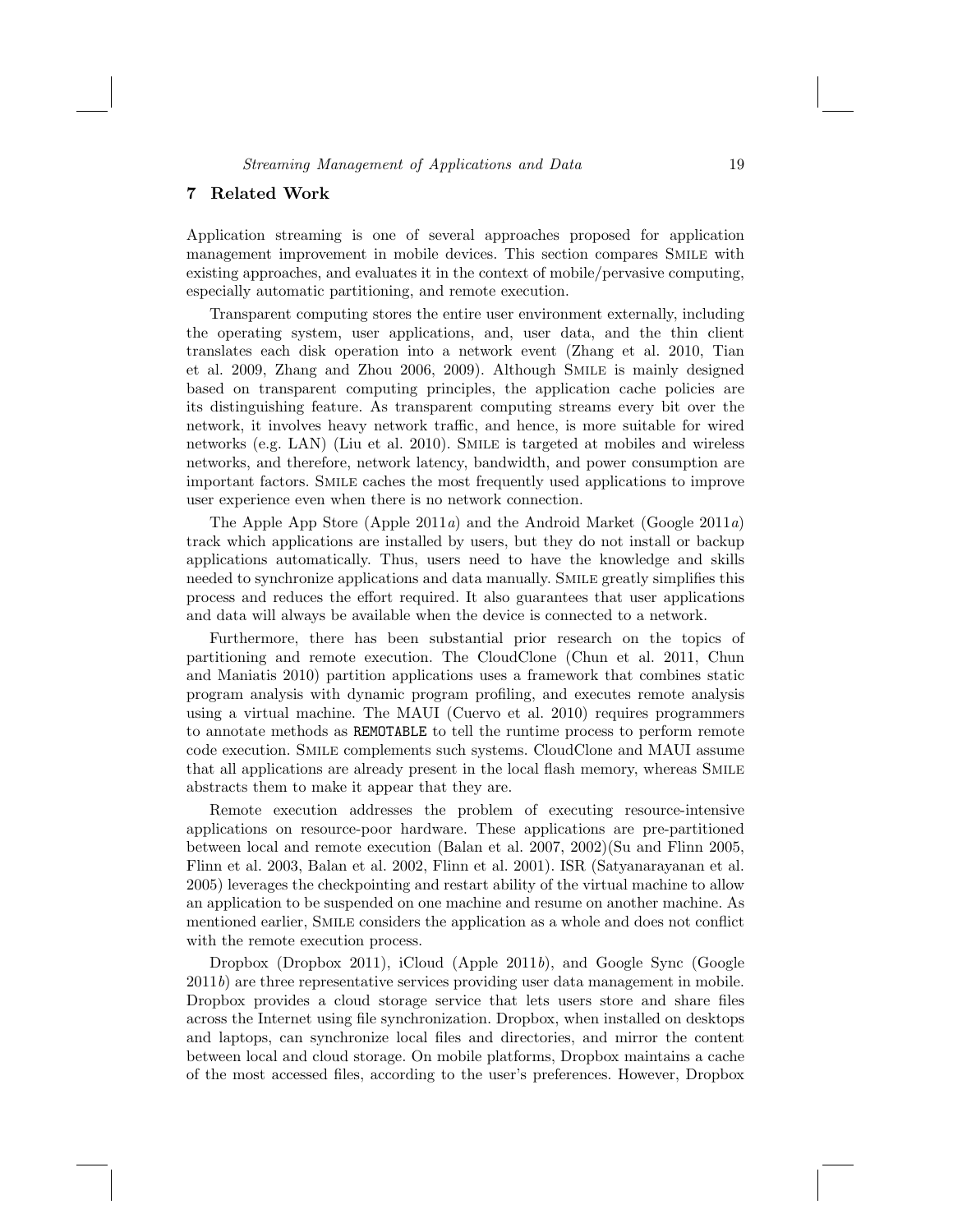## 7 Related Work

Application streaming is one of several approaches proposed for application management improvement in mobile devices. This section compares SMILE with existing approaches, and evaluates it in the context of mobile/pervasive computing, especially automatic partitioning, and remote execution.

Transparent computing stores the entire user environment externally, including the operating system, user applications, and, user data, and the thin client translates each disk operation into a network event (Zhang et al. 2010, Tian et al. 2009, Zhang and Zhou 2006, 2009). Although SMILE is mainly designed based on transparent computing principles, the application cache policies are its distinguishing feature. As transparent computing streams every bit over the network, it involves heavy network traffic, and hence, is more suitable for wired networks (e.g. LAN) (Liu et al. 2010). SMILE is targeted at mobiles and wireless networks, and therefore, network latency, bandwidth, and power consumption are important factors. SMILE caches the most frequently used applications to improve user experience even when there is no network connection.

The Apple App Store (Apple 2011*a*) and the Android Market (Google 2011*a*) track which applications are installed by users, but they do not install or backup applications automatically. Thus, users need to have the knowledge and skills needed to synchronize applications and data manually. SMILE greatly simplifies this process and reduces the effort required. It also guarantees that user applications and data will always be available when the device is connected to a network.

Furthermore, there has been substantial prior research on the topics of partitioning and remote execution. The CloudClone (Chun et al. 2011, Chun and Maniatis 2010) partition applications uses a framework that combines static program analysis with dynamic program profiling, and executes remote analysis using a virtual machine. The MAUI (Cuervo et al. 2010) requires programmers to annotate methods as `REMOTABLE` to tell the runtime process to perform remote code execution. SMILE complements such systems. CloudClone and MAUI assume that all applications are already present in the local flash memory, whereas SMILE abstracts them to make it appear that they are.

Remote execution addresses the problem of executing resource-intensive applications on resource-poor hardware. These applications are pre-partitioned between local and remote execution (Balan et al. 2007, 2002)(Su and Flinn 2005, Flinn et al. 2003, Balan et al. 2002, Flinn et al. 2001). ISR (Satyanarayanan et al. 2005) leverages the checkpointing and restart ability of the virtual machine to allow an application to be suspended on one machine and resume on another machine. As mentioned earlier, SMILE considers the application as a whole and does not conflict with the remote execution process.

Dropbox (Dropbox 2011), iCloud (Apple 2011*b*), and Google Sync (Google 2011*b*) are three representative services providing user data management in mobile. Dropbox provides a cloud storage service that lets users store and share files across the Internet using file synchronization. Dropbox, when installed on desktops and laptops, can synchronize local files and directories, and mirror the content between local and cloud storage. On mobile platforms, Dropbox maintains a cache of the most accessed files, according to the user's preferences. However, Dropbox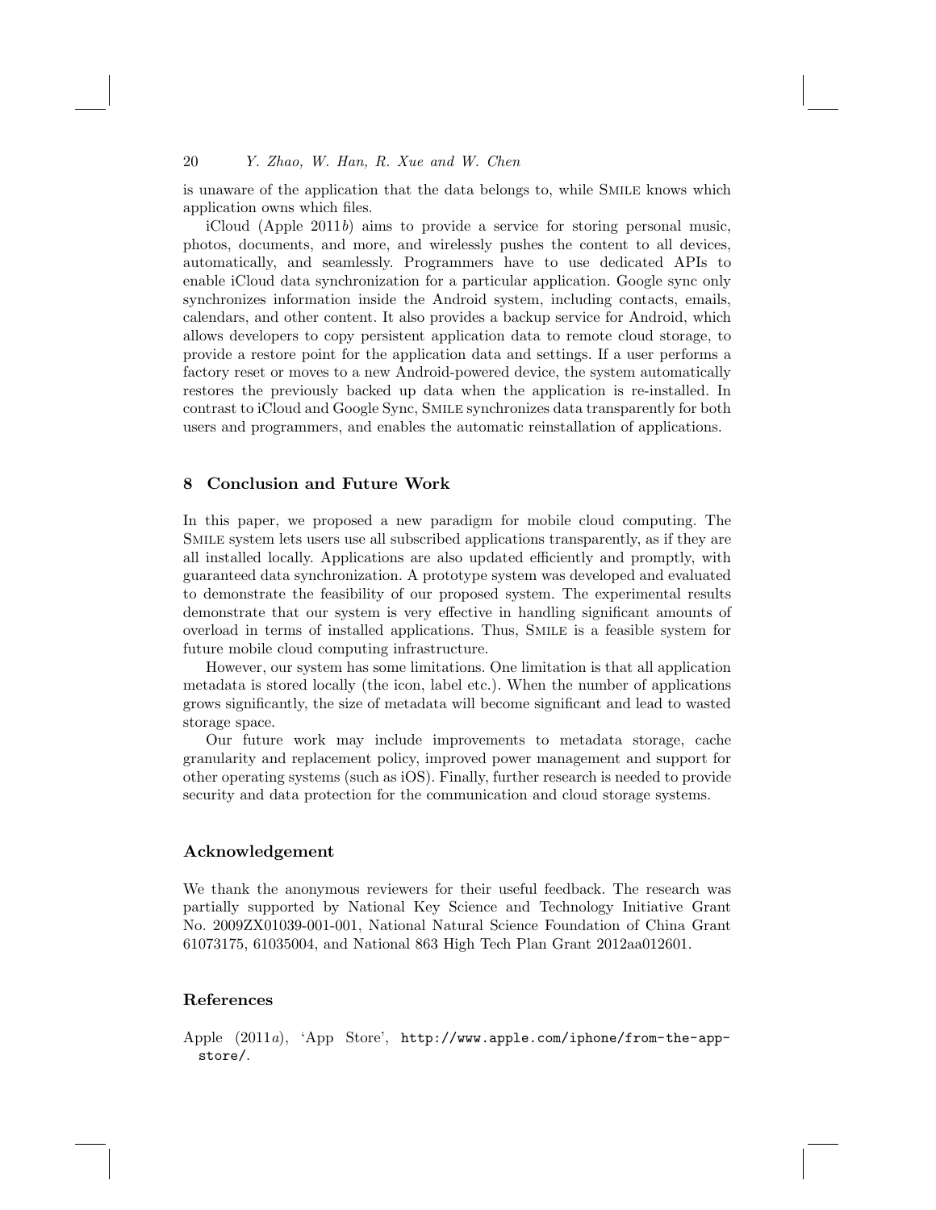is unaware of the application that the data belongs to, while SMILE knows which application owns which files.

iCloud (Apple 2011*b*) aims to provide a service for storing personal music, photos, documents, and more, and wirelessly pushes the content to all devices, automatically, and seamlessly. Programmers have to use dedicated APIs to enable iCloud data synchronization for a particular application. Google sync only synchronizes information inside the Android system, including contacts, emails, calendars, and other content. It also provides a backup service for Android, which allows developers to copy persistent application data to remote cloud storage, to provide a restore point for the application data and settings. If a user performs a factory reset or moves to a new Android-powered device, the system automatically restores the previously backed up data when the application is re-installed. In contrast to iCloud and Google Sync, SMILE synchronizes data transparently for both users and programmers, and enables the automatic reinstallation of applications.

## 8 Conclusion and Future Work

In this paper, we proposed a new paradigm for mobile cloud computing. The SMILE system lets users use all subscribed applications transparently, as if they are all installed locally. Applications are also updated efficiently and promptly, with guaranteed data synchronization. A prototype system was developed and evaluated to demonstrate the feasibility of our proposed system. The experimental results demonstrate that our system is very effective in handling significant amounts of overload in terms of installed applications. Thus, SMILE is a feasible system for future mobile cloud computing infrastructure.

However, our system has some limitations. One limitation is that all application metadata is stored locally (the icon, label etc.). When the number of applications grows significantly, the size of metadata will become significant and lead to wasted storage space.

Our future work may include improvements to metadata storage, cache granularity and replacement policy, improved power management and support for other operating systems (such as iOS). Finally, further research is needed to provide security and data protection for the communication and cloud storage systems.

### Acknowledgement

We thank the anonymous reviewers for their useful feedback. The research was partially supported by National Key Science and Technology Initiative Grant No. 2009ZX01039-001-001, National Natural Science Foundation of China Grant 61073175, 61035004, and National 863 High Tech Plan Grant 2012aa012601.

### References

Apple (2011*a*), 'App Store', `http://www.apple.com/iphone/from-the-app-store/`.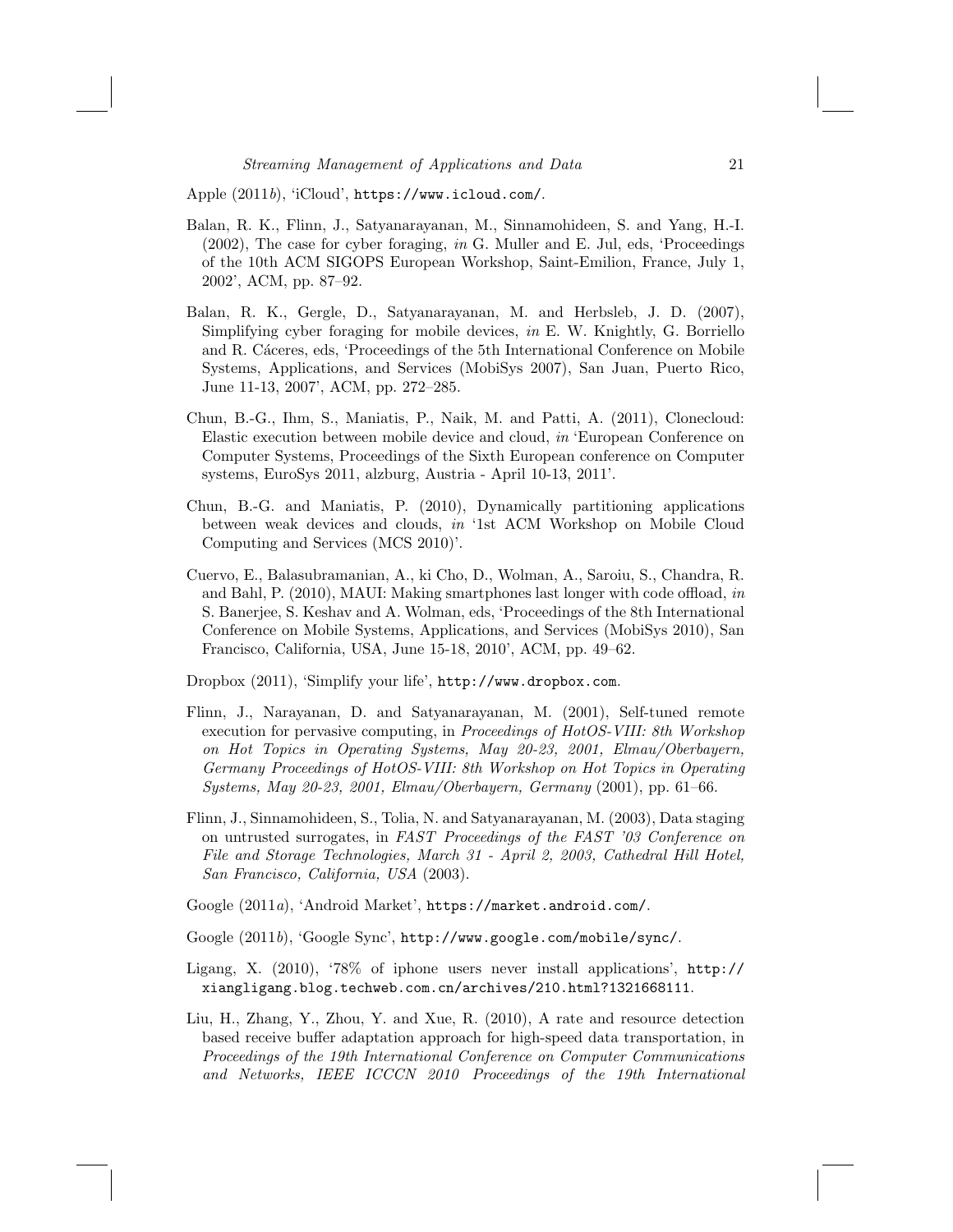Apple (2011*b*), 'iCloud', `https://www.icloud.com/`.

Balan, R. K., Flinn, J., Satyanarayanan, M., Sinnamohideen, S. and Yang, H.-I. (2002), The case for cyber foraging, *in* G. Muller and E. Jul, eds, 'Proceedings of the 10th ACM SIGOPS European Workshop, Saint-Emilion, France, July 1, 2002', ACM, pp. 87–92.

Balan, R. K., Gergle, D., Satyanarayanan, M. and Herbsleb, J. D. (2007), Simplifying cyber foraging for mobile devices, *in* E. W. Knightly, G. Borriello and R. Cáceres, eds, 'Proceedings of the 5th International Conference on Mobile Systems, Applications, and Services (MobiSys 2007), San Juan, Puerto Rico, June 11-13, 2007', ACM, pp. 272–285.

Chun, B.-G., Ihm, S., Maniatis, P., Naik, M. and Patti, A. (2011), Clonecloud: Elastic execution between mobile device and cloud, *in* 'European Conference on Computer Systems, Proceedings of the Sixth European conference on Computer systems, EuroSys 2011, alzburg, Austria - April 10-13, 2011'.

Chun, B.-G. and Maniatis, P. (2010), Dynamically partitioning applications between weak devices and clouds, *in* '1st ACM Workshop on Mobile Cloud Computing and Services (MCS 2010)'.

Cuervo, E., Balasubramanian, A., ki Cho, D., Wolman, A., Saroiu, S., Chandra, R. and Bahl, P. (2010), MAUI: Making smartphones last longer with code offload, *in* S. Banerjee, S. Keshav and A. Wolman, eds, 'Proceedings of the 8th International Conference on Mobile Systems, Applications, and Services (MobiSys 2010), San Francisco, California, USA, June 15-18, 2010', ACM, pp. 49–62.

Dropbox (2011), 'Simplify your life', `http://www.dropbox.com`.

Flinn, J., Narayanan, D. and Satyanarayanan, M. (2001), Self-tuned remote execution for pervasive computing, in *Proceedings of HotOS-VIII: 8th Workshop on Hot Topics in Operating Systems, May 20-23, 2001, Elmau/Oberbayern, Germany Proceedings of HotOS-VIII: 8th Workshop on Hot Topics in Operating Systems, May 20-23, 2001, Elmau/Oberbayern, Germany* (2001), pp. 61–66.

Flinn, J., Sinnamohideen, S., Tolia, N. and Satyanarayanan, M. (2003), Data staging on untrusted surrogates, in *FAST Proceedings of the FAST '03 Conference on File and Storage Technologies, March 31 - April 2, 2003, Cathedral Hill Hotel, San Francisco, California, USA* (2003).

Google (2011*a*), 'Android Market', `https://market.android.com/`.

Google (2011*b*), 'Google Sync', `http://www.google.com/mobile/sync/`.

Ligang, X. (2010), '78% of iphone users never install applications', `http://xiangligang.blog.techweb.com.cn/archives/210.html?1321668111`.

Liu, H., Zhang, Y., Zhou, Y. and Xue, R. (2010), A rate and resource detection based receive buffer adaptation approach for high-speed data transportation, in *Proceedings of the 19th International Conference on Computer Communications and Networks, IEEE ICCCN 2010 Proceedings of the 19th International*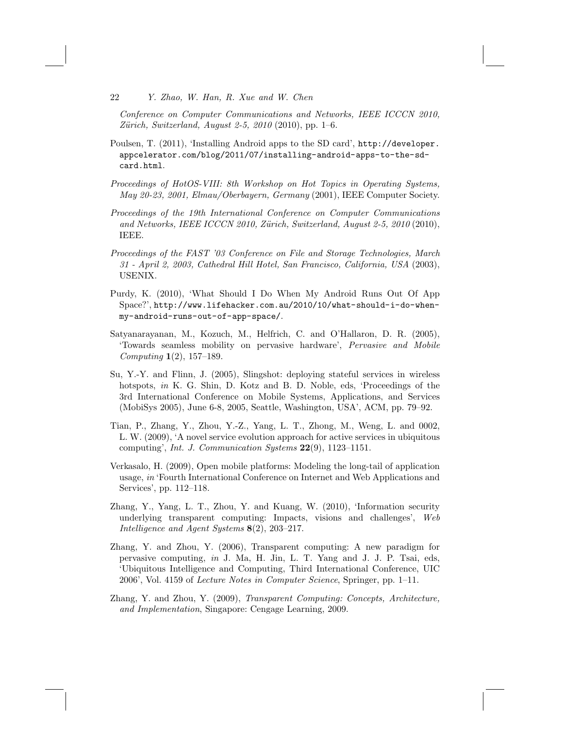*Conference on Computer Communications and Networks, IEEE ICCCN 2010, Zürich, Switzerland, August 2-5, 2010* (2010), pp. 1–6.

Poulsen, T. (2011), 'Installing Android apps to the SD card', `http://developer.appcelerator.com/blog/2011/07/installing-android-apps-to-the-sd-card.html`.

*Proceedings of HotOS-VIII: 8th Workshop on Hot Topics in Operating Systems, May 20-23, 2001, Elmau/Oberbayern, Germany* (2001), IEEE Computer Society.

*Proceedings of the 19th International Conference on Computer Communications and Networks, IEEE ICCCN 2010, Zürich, Switzerland, August 2-5, 2010* (2010), IEEE.

*Proceedings of the FAST '03 Conference on File and Storage Technologies, March 31 - April 2, 2003, Cathedral Hill Hotel, San Francisco, California, USA* (2003), USENIX.

Purdy, K. (2010), 'What Should I Do When My Android Runs Out Of App Space?', `http://www.lifehacker.com.au/2010/10/what-should-i-do-when-my-android-runs-out-of-app-space/`.

Satyanarayanan, M., Kozuch, M., Helfrich, C. and O'Hallaron, D. R. (2005), 'Towards seamless mobility on pervasive hardware', *Pervasive and Mobile Computing* **1**(2), 157–189.

Su, Y.-Y. and Flinn, J. (2005), Slingshot: deploying stateful services in wireless hotspots, *in* K. G. Shin, D. Kotz and B. D. Noble, eds, 'Proceedings of the 3rd International Conference on Mobile Systems, Applications, and Services (MobiSys 2005), June 6-8, 2005, Seattle, Washington, USA', ACM, pp. 79–92.

Tian, P., Zhang, Y., Zhou, Y.-Z., Yang, L. T., Zhong, M., Weng, L. and 0002, L. W. (2009), 'A novel service evolution approach for active services in ubiquitous computing', *Int. J. Communication Systems* **22**(9), 1123–1151.

Verkasalo, H. (2009), Open mobile platforms: Modeling the long-tail of application usage, *in* 'Fourth International Conference on Internet and Web Applications and Services', pp. 112–118.

Zhang, Y., Yang, L. T., Zhou, Y. and Kuang, W. (2010), 'Information security underlying transparent computing: Impacts, visions and challenges', *Web Intelligence and Agent Systems* **8**(2), 203–217.

Zhang, Y. and Zhou, Y. (2006), Transparent computing: A new paradigm for pervasive computing, *in* J. Ma, H. Jin, L. T. Yang and J. J. P. Tsai, eds, 'Ubiquitous Intelligence and Computing, Third International Conference, UIC 2006', Vol. 4159 of *Lecture Notes in Computer Science*, Springer, pp. 1–11.

Zhang, Y. and Zhou, Y. (2009), *Transparent Computing: Concepts, Architecture, and Implementation*, Singapore: Cengage Learning, 2009.